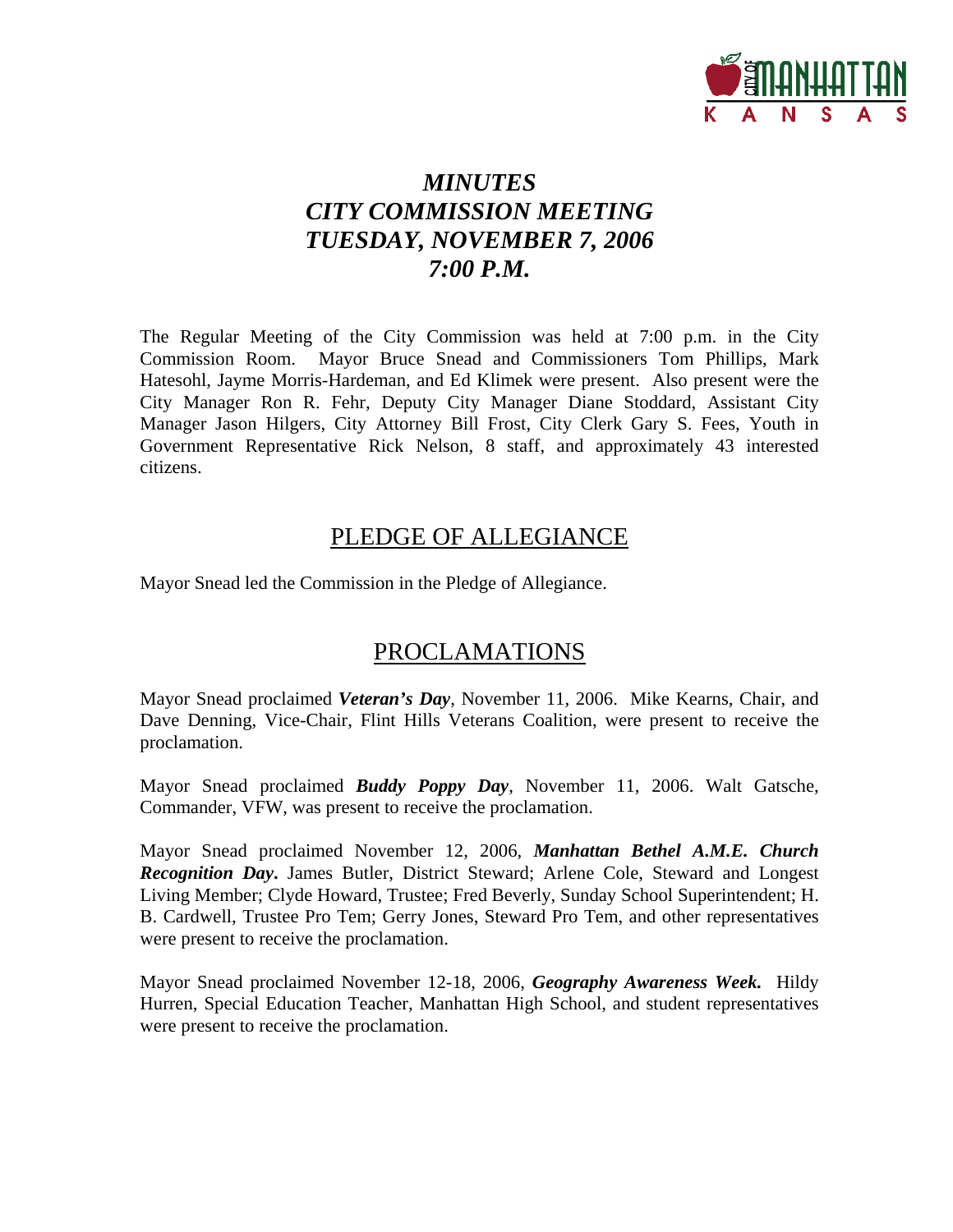# *MINUTES*
# *CITY COMMISSION MEETING*
# *TUESDAY, NOVEMBER 7, 2006*
# *7:00 P.M.*

The Regular Meeting of the City Commission was held at 7:00 p.m. in the City Commission Room. Mayor Bruce Snead and Commissioners Tom Phillips, Mark Hatesohl, Jayme Morris-Hardeman, and Ed Klimek were present. Also present were the City Manager Ron R. Fehr, Deputy City Manager Diane Stoddard, Assistant City Manager Jason Hilgers, City Attorney Bill Frost, City Clerk Gary S. Fees, Youth in Government Representative Rick Nelson, 8 staff, and approximately 43 interested citizens.

## PLEDGE OF ALLEGIANCE

Mayor Snead led the Commission in the Pledge of Allegiance.

## PROCLAMATIONS

Mayor Snead proclaimed ***Veteran's Day***, November 11, 2006. Mike Kearns, Chair, and Dave Denning, Vice-Chair, Flint Hills Veterans Coalition, were present to receive the proclamation.

Mayor Snead proclaimed ***Buddy Poppy Day***, November 11, 2006. Walt Gatsche, Commander, VFW, was present to receive the proclamation.

Mayor Snead proclaimed November 12, 2006, ***Manhattan Bethel A.M.E. Church Recognition Day***. James Butler, District Steward; Arlene Cole, Steward and Longest Living Member; Clyde Howard, Trustee; Fred Beverly, Sunday School Superintendent; H. B. Cardwell, Trustee Pro Tem; Gerry Jones, Steward Pro Tem, and other representatives were present to receive the proclamation.

Mayor Snead proclaimed November 12-18, 2006, ***Geography Awareness Week.*** Hildy Hurren, Special Education Teacher, Manhattan High School, and student representatives were present to receive the proclamation.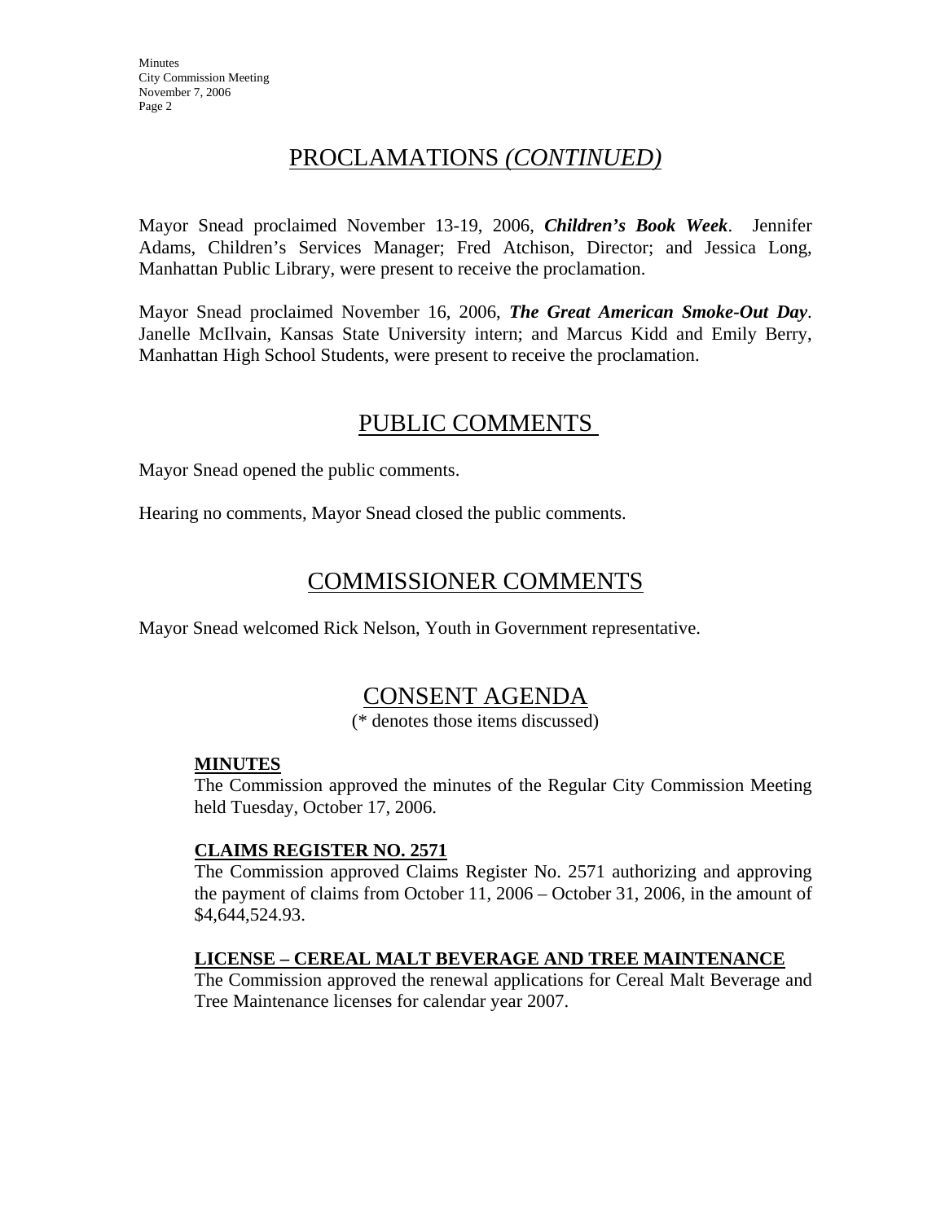## PROCLAMATIONS *(CONTINUED)*

Mayor Snead proclaimed November 13-19, 2006, ***Children's Book Week***. Jennifer Adams, Children's Services Manager; Fred Atchison, Director; and Jessica Long, Manhattan Public Library, were present to receive the proclamation.

Mayor Snead proclaimed November 16, 2006, ***The Great American Smoke-Out Day***. Janelle McIlvain, Kansas State University intern; and Marcus Kidd and Emily Berry, Manhattan High School Students, were present to receive the proclamation.

## PUBLIC COMMENTS

Mayor Snead opened the public comments.

Hearing no comments, Mayor Snead closed the public comments.

## COMMISSIONER COMMENTS

Mayor Snead welcomed Rick Nelson, Youth in Government representative.

## CONSENT AGENDA

(* denotes those items discussed)

**MINUTES**

The Commission approved the minutes of the Regular City Commission Meeting held Tuesday, October 17, 2006.

**CLAIMS REGISTER NO. 2571**

The Commission approved Claims Register No. 2571 authorizing and approving the payment of claims from October 11, 2006 – October 31, 2006, in the amount of $4,644,524.93.

**LICENSE – CEREAL MALT BEVERAGE AND TREE MAINTENANCE**

The Commission approved the renewal applications for Cereal Malt Beverage and Tree Maintenance licenses for calendar year 2007.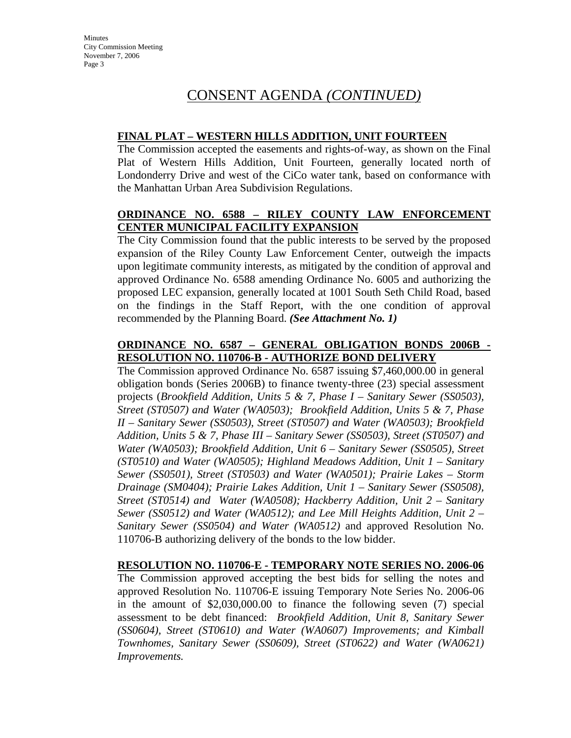# CONSENT AGENDA *(CONTINUED)*

**FINAL PLAT – WESTERN HILLS ADDITION, UNIT FOURTEEN**

The Commission accepted the easements and rights-of-way, as shown on the Final Plat of Western Hills Addition, Unit Fourteen, generally located north of Londonderry Drive and west of the CiCo water tank, based on conformance with the Manhattan Urban Area Subdivision Regulations.

**ORDINANCE NO. 6588 – RILEY COUNTY LAW ENFORCEMENT CENTER MUNICIPAL FACILITY EXPANSION**

The City Commission found that the public interests to be served by the proposed expansion of the Riley County Law Enforcement Center, outweigh the impacts upon legitimate community interests, as mitigated by the condition of approval and approved Ordinance No. 6588 amending Ordinance No. 6005 and authorizing the proposed LEC expansion, generally located at 1001 South Seth Child Road, based on the findings in the Staff Report, with the one condition of approval recommended by the Planning Board. ***(See Attachment No. 1)***

**ORDINANCE NO. 6587 – GENERAL OBLIGATION BONDS 2006B - RESOLUTION NO. 110706-B - AUTHORIZE BOND DELIVERY**

The Commission approved Ordinance No. 6587 issuing $7,460,000.00 in general obligation bonds (Series 2006B) to finance twenty-three (23) special assessment projects (*Brookfield Addition, Units 5 & 7, Phase I – Sanitary Sewer (SS0503), Street (ST0507) and Water (WA0503); Brookfield Addition, Units 5 & 7, Phase II – Sanitary Sewer (SS0503), Street (ST0507) and Water (WA0503); Brookfield Addition, Units 5 & 7, Phase III – Sanitary Sewer (SS0503), Street (ST0507) and Water (WA0503); Brookfield Addition, Unit 6 – Sanitary Sewer (SS0505), Street (ST0510) and Water (WA0505); Highland Meadows Addition, Unit 1 – Sanitary Sewer (SS0501), Street (ST0503) and Water (WA0501); Prairie Lakes – Storm Drainage (SM0404); Prairie Lakes Addition, Unit 1 – Sanitary Sewer (SS0508), Street (ST0514) and Water (WA0508); Hackberry Addition, Unit 2 – Sanitary Sewer (SS0512) and Water (WA0512); and Lee Mill Heights Addition, Unit 2 – Sanitary Sewer (SS0504) and Water (WA0512)* and approved Resolution No. 110706-B authorizing delivery of the bonds to the low bidder.

**RESOLUTION NO. 110706-E - TEMPORARY NOTE SERIES NO. 2006-06**

The Commission approved accepting the best bids for selling the notes and approved Resolution No. 110706-E issuing Temporary Note Series No. 2006-06 in the amount of $2,030,000.00 to finance the following seven (7) special assessment to be debt financed: *Brookfield Addition, Unit 8, Sanitary Sewer (SS0604), Street (ST0610) and Water (WA0607) Improvements; and Kimball Townhomes, Sanitary Sewer (SS0609), Street (ST0622) and Water (WA0621) Improvements.*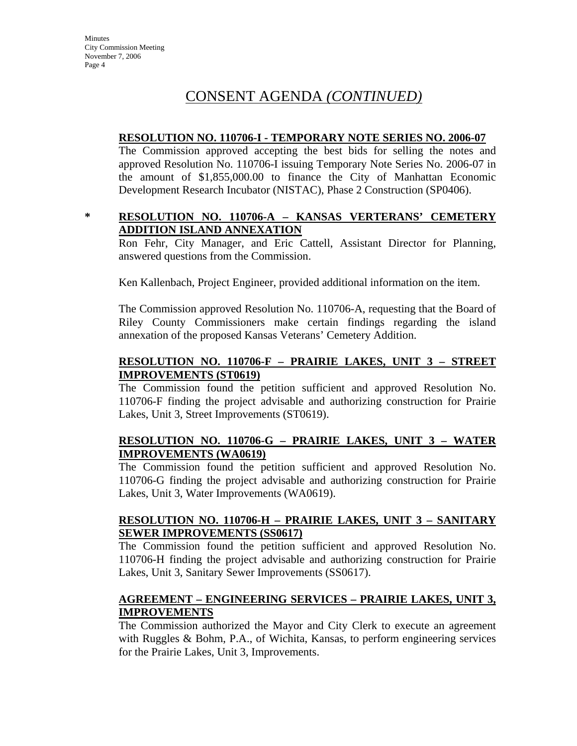# CONSENT AGENDA *(CONTINUED)*

**RESOLUTION NO. 110706-I - TEMPORARY NOTE SERIES NO. 2006-07**

The Commission approved accepting the best bids for selling the notes and approved Resolution No. 110706-I issuing Temporary Note Series No. 2006-07 in the amount of $1,855,000.00 to finance the City of Manhattan Economic Development Research Incubator (NISTAC), Phase 2 Construction (SP0406).

\* **RESOLUTION NO. 110706-A – KANSAS VERTERANS' CEMETERY ADDITION ISLAND ANNEXATION**

Ron Fehr, City Manager, and Eric Cattell, Assistant Director for Planning, answered questions from the Commission.

Ken Kallenbach, Project Engineer, provided additional information on the item.

The Commission approved Resolution No. 110706-A, requesting that the Board of Riley County Commissioners make certain findings regarding the island annexation of the proposed Kansas Veterans' Cemetery Addition.

**RESOLUTION NO. 110706-F – PRAIRIE LAKES, UNIT 3 – STREET IMPROVEMENTS (ST0619)**

The Commission found the petition sufficient and approved Resolution No. 110706-F finding the project advisable and authorizing construction for Prairie Lakes, Unit 3, Street Improvements (ST0619).

**RESOLUTION NO. 110706-G – PRAIRIE LAKES, UNIT 3 – WATER IMPROVEMENTS (WA0619)**

The Commission found the petition sufficient and approved Resolution No. 110706-G finding the project advisable and authorizing construction for Prairie Lakes, Unit 3, Water Improvements (WA0619).

**RESOLUTION NO. 110706-H – PRAIRIE LAKES, UNIT 3 – SANITARY SEWER IMPROVEMENTS (SS0617)**

The Commission found the petition sufficient and approved Resolution No. 110706-H finding the project advisable and authorizing construction for Prairie Lakes, Unit 3, Sanitary Sewer Improvements (SS0617).

**AGREEMENT – ENGINEERING SERVICES – PRAIRIE LAKES, UNIT 3, IMPROVEMENTS**

The Commission authorized the Mayor and City Clerk to execute an agreement with Ruggles & Bohm, P.A., of Wichita, Kansas, to perform engineering services for the Prairie Lakes, Unit 3, Improvements.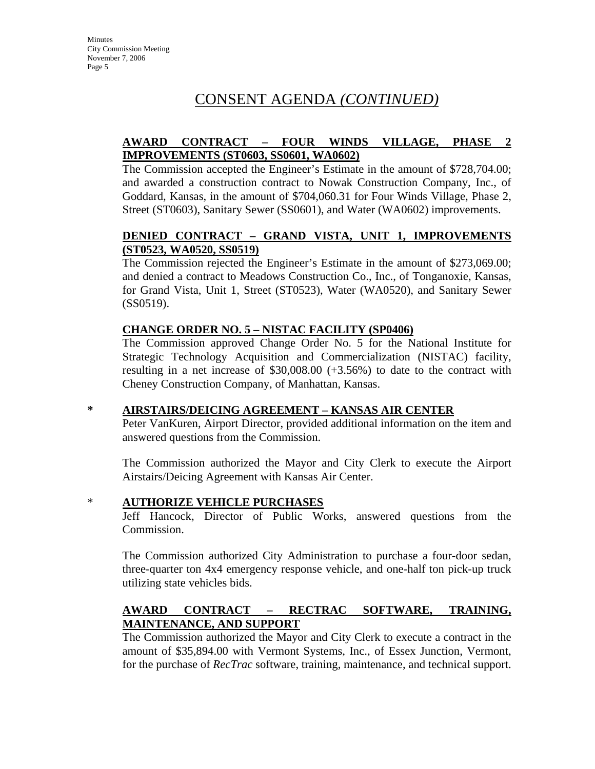# CONSENT AGENDA *(CONTINUED)*

**AWARD CONTRACT – FOUR WINDS VILLAGE, PHASE 2 IMPROVEMENTS (ST0603, SS0601, WA0602)**

The Commission accepted the Engineer's Estimate in the amount of $728,704.00; and awarded a construction contract to Nowak Construction Company, Inc., of Goddard, Kansas, in the amount of $704,060.31 for Four Winds Village, Phase 2, Street (ST0603), Sanitary Sewer (SS0601), and Water (WA0602) improvements.

**DENIED CONTRACT – GRAND VISTA, UNIT 1, IMPROVEMENTS (ST0523, WA0520, SS0519)**

The Commission rejected the Engineer's Estimate in the amount of $273,069.00; and denied a contract to Meadows Construction Co., Inc., of Tonganoxie, Kansas, for Grand Vista, Unit 1, Street (ST0523), Water (WA0520), and Sanitary Sewer (SS0519).

**CHANGE ORDER NO. 5 – NISTAC FACILITY (SP0406)**

The Commission approved Change Order No. 5 for the National Institute for Strategic Technology Acquisition and Commercialization (NISTAC) facility, resulting in a net increase of $30,008.00 (+3.56%) to date to the contract with Cheney Construction Company, of Manhattan, Kansas.

\* **AIRSTAIRS/DEICING AGREEMENT – KANSAS AIR CENTER**

Peter VanKuren, Airport Director, provided additional information on the item and answered questions from the Commission.

The Commission authorized the Mayor and City Clerk to execute the Airport Airstairs/Deicing Agreement with Kansas Air Center.

\* **AUTHORIZE VEHICLE PURCHASES**

Jeff Hancock, Director of Public Works, answered questions from the Commission.

The Commission authorized City Administration to purchase a four-door sedan, three-quarter ton 4x4 emergency response vehicle, and one-half ton pick-up truck utilizing state vehicles bids.

**AWARD CONTRACT – RECTRAC SOFTWARE, TRAINING, MAINTENANCE, AND SUPPORT**

The Commission authorized the Mayor and City Clerk to execute a contract in the amount of $35,894.00 with Vermont Systems, Inc., of Essex Junction, Vermont, for the purchase of *RecTrac* software, training, maintenance, and technical support.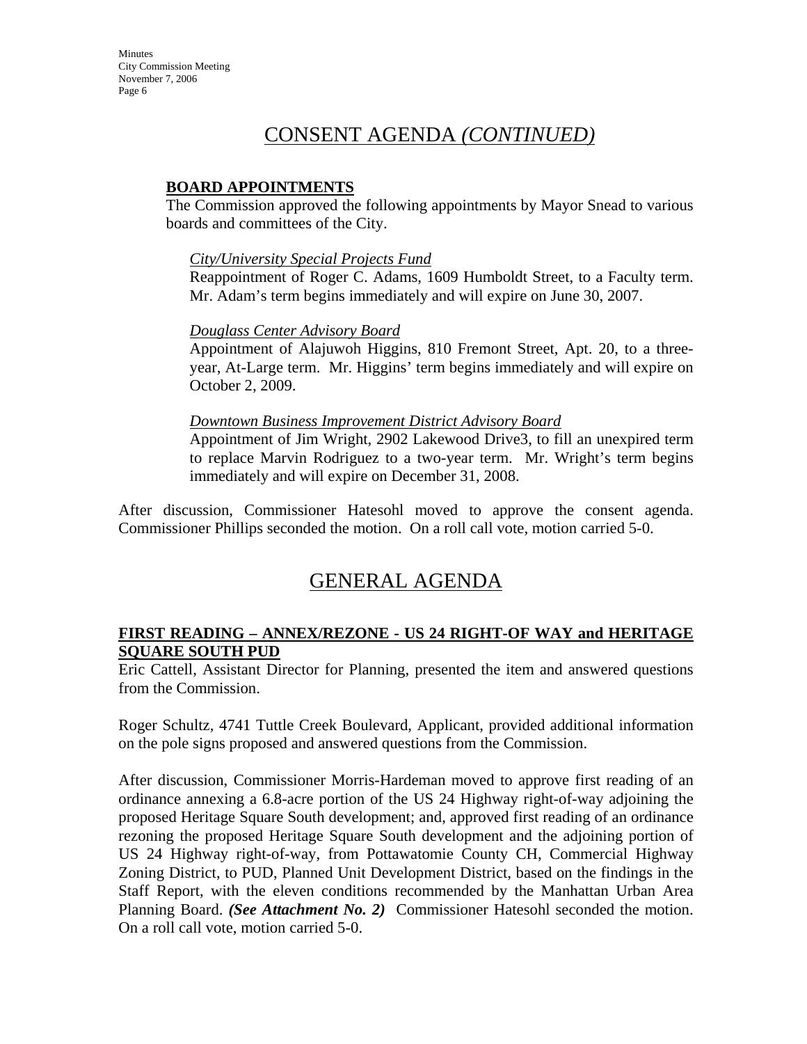## CONSENT AGENDA *(CONTINUED)*

**BOARD APPOINTMENTS**

The Commission approved the following appointments by Mayor Snead to various boards and committees of the City.

*City/University Special Projects Fund*

Reappointment of Roger C. Adams, 1609 Humboldt Street, to a Faculty term. Mr. Adam's term begins immediately and will expire on June 30, 2007.

*Douglass Center Advisory Board*

Appointment of Alajuwoh Higgins, 810 Fremont Street, Apt. 20, to a three-year, At-Large term. Mr. Higgins' term begins immediately and will expire on October 2, 2009.

*Downtown Business Improvement District Advisory Board*

Appointment of Jim Wright, 2902 Lakewood Drive3, to fill an unexpired term to replace Marvin Rodriguez to a two-year term. Mr. Wright's term begins immediately and will expire on December 31, 2008.

After discussion, Commissioner Hatesohl moved to approve the consent agenda. Commissioner Phillips seconded the motion. On a roll call vote, motion carried 5-0.

## GENERAL AGENDA

**FIRST READING – ANNEX/REZONE - US 24 RIGHT-OF WAY and HERITAGE SQUARE SOUTH PUD**

Eric Cattell, Assistant Director for Planning, presented the item and answered questions from the Commission.

Roger Schultz, 4741 Tuttle Creek Boulevard, Applicant, provided additional information on the pole signs proposed and answered questions from the Commission.

After discussion, Commissioner Morris-Hardeman moved to approve first reading of an ordinance annexing a 6.8-acre portion of the US 24 Highway right-of-way adjoining the proposed Heritage Square South development; and, approved first reading of an ordinance rezoning the proposed Heritage Square South development and the adjoining portion of US 24 Highway right-of-way, from Pottawatomie County CH, Commercial Highway Zoning District, to PUD, Planned Unit Development District, based on the findings in the Staff Report, with the eleven conditions recommended by the Manhattan Urban Area Planning Board. ***(See Attachment No. 2)*** Commissioner Hatesohl seconded the motion. On a roll call vote, motion carried 5-0.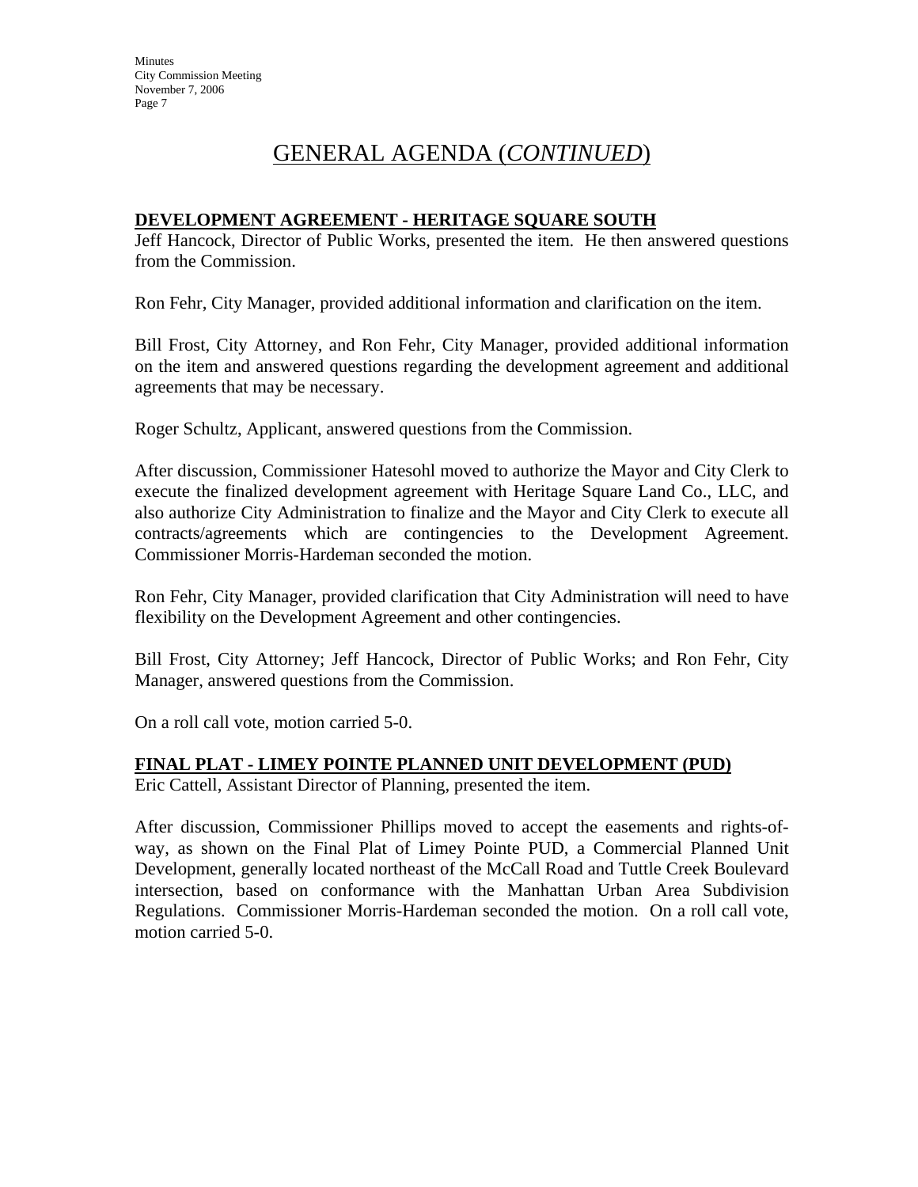# GENERAL AGENDA (*CONTINUED*)

**DEVELOPMENT AGREEMENT - HERITAGE SQUARE SOUTH**

Jeff Hancock, Director of Public Works, presented the item. He then answered questions from the Commission.

Ron Fehr, City Manager, provided additional information and clarification on the item.

Bill Frost, City Attorney, and Ron Fehr, City Manager, provided additional information on the item and answered questions regarding the development agreement and additional agreements that may be necessary.

Roger Schultz, Applicant, answered questions from the Commission.

After discussion, Commissioner Hatesohl moved to authorize the Mayor and City Clerk to execute the finalized development agreement with Heritage Square Land Co., LLC, and also authorize City Administration to finalize and the Mayor and City Clerk to execute all contracts/agreements which are contingencies to the Development Agreement. Commissioner Morris-Hardeman seconded the motion.

Ron Fehr, City Manager, provided clarification that City Administration will need to have flexibility on the Development Agreement and other contingencies.

Bill Frost, City Attorney; Jeff Hancock, Director of Public Works; and Ron Fehr, City Manager, answered questions from the Commission.

On a roll call vote, motion carried 5-0.

**FINAL PLAT - LIMEY POINTE PLANNED UNIT DEVELOPMENT (PUD)**

Eric Cattell, Assistant Director of Planning, presented the item.

After discussion, Commissioner Phillips moved to accept the easements and rights-of-way, as shown on the Final Plat of Limey Pointe PUD, a Commercial Planned Unit Development, generally located northeast of the McCall Road and Tuttle Creek Boulevard intersection, based on conformance with the Manhattan Urban Area Subdivision Regulations. Commissioner Morris-Hardeman seconded the motion. On a roll call vote, motion carried 5-0.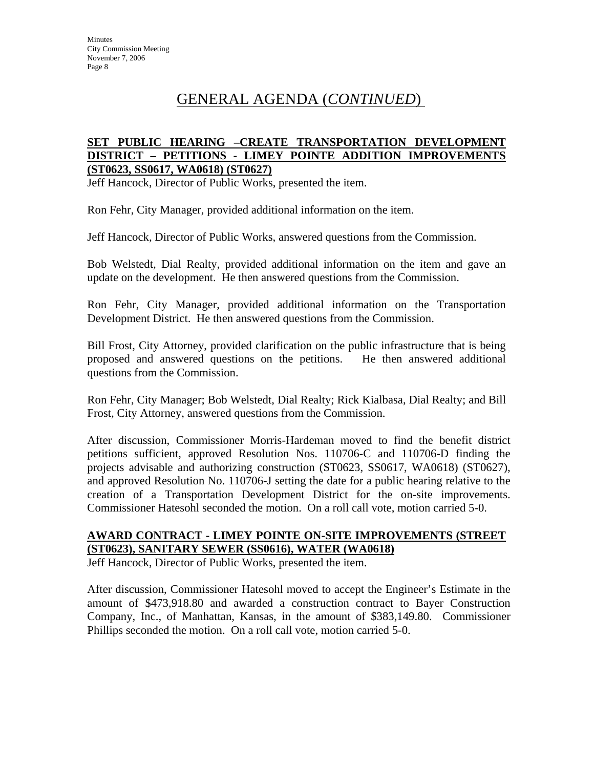# GENERAL AGENDA (*CONTINUED*)

**SET PUBLIC HEARING –CREATE TRANSPORTATION DEVELOPMENT DISTRICT – PETITIONS - LIMEY POINTE ADDITION IMPROVEMENTS (ST0623, SS0617, WA0618) (ST0627)**

Jeff Hancock, Director of Public Works, presented the item.

Ron Fehr, City Manager, provided additional information on the item.

Jeff Hancock, Director of Public Works, answered questions from the Commission.

Bob Welstedt, Dial Realty, provided additional information on the item and gave an update on the development. He then answered questions from the Commission.

Ron Fehr, City Manager, provided additional information on the Transportation Development District. He then answered questions from the Commission.

Bill Frost, City Attorney, provided clarification on the public infrastructure that is being proposed and answered questions on the petitions. He then answered additional questions from the Commission.

Ron Fehr, City Manager; Bob Welstedt, Dial Realty; Rick Kialbasa, Dial Realty; and Bill Frost, City Attorney, answered questions from the Commission.

After discussion, Commissioner Morris-Hardeman moved to find the benefit district petitions sufficient, approved Resolution Nos. 110706-C and 110706-D finding the projects advisable and authorizing construction (ST0623, SS0617, WA0618) (ST0627), and approved Resolution No. 110706-J setting the date for a public hearing relative to the creation of a Transportation Development District for the on-site improvements. Commissioner Hatesohl seconded the motion. On a roll call vote, motion carried 5-0.

**AWARD CONTRACT - LIMEY POINTE ON-SITE IMPROVEMENTS (STREET (ST0623), SANITARY SEWER (SS0616), WATER (WA0618)**

Jeff Hancock, Director of Public Works, presented the item.

After discussion, Commissioner Hatesohl moved to accept the Engineer's Estimate in the amount of $473,918.80 and awarded a construction contract to Bayer Construction Company, Inc., of Manhattan, Kansas, in the amount of $383,149.80. Commissioner Phillips seconded the motion. On a roll call vote, motion carried 5-0.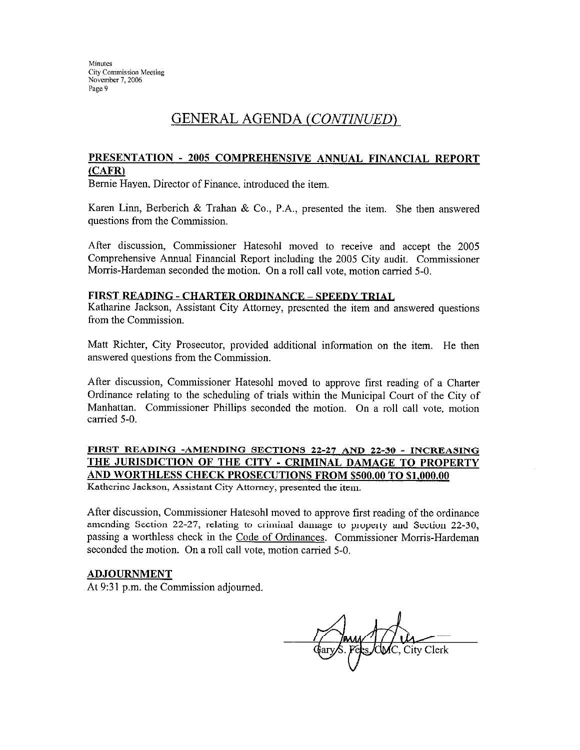# GENERAL AGENDA *(CONTINUED)*

## PRESENTATION - 2005 COMPREHENSIVE ANNUAL FINANCIAL REPORT (CAFR)

Bernie Hayen, Director of Finance, introduced the item.

Karen Linn, Berberich & Trahan & Co., P.A., presented the item. She then answered questions from the Commission.

After discussion, Commissioner Hatesohl moved to receive and accept the 2005 Comprehensive Annual Financial Report including the 2005 City audit. Commissioner Morris-Hardeman seconded the motion. On a roll call vote, motion carried 5-0.

## FIRST READING - CHARTER ORDINANCE – SPEEDY TRIAL

Katharine Jackson, Assistant City Attorney, presented the item and answered questions from the Commission.

Matt Richter, City Prosecutor, provided additional information on the item. He then answered questions from the Commission.

After discussion, Commissioner Hatesohl moved to approve first reading of a Charter Ordinance relating to the scheduling of trials within the Municipal Court of the City of Manhattan. Commissioner Phillips seconded the motion. On a roll call vote, motion carried 5-0.

## FIRST READING -AMENDING SECTIONS 22-27 AND 22-30 - INCREASING THE JURISDICTION OF THE CITY - CRIMINAL DAMAGE TO PROPERTY AND WORTHLESS CHECK PROSECUTIONS FROM $500.00 TO $1,000.00

Katherine Jackson, Assistant City Attorney, presented the item.

After discussion, Commissioner Hatesohl moved to approve first reading of the ordinance amending Section 22-27, relating to criminal damage to property and Section 22-30, passing a worthless check in the Code of Ordinances. Commissioner Morris-Hardeman seconded the motion. On a roll call vote, motion carried 5-0.

## ADJOURNMENT

At 9:31 p.m. the Commission adjourned.

Gary S. Fees, CMC, City Clerk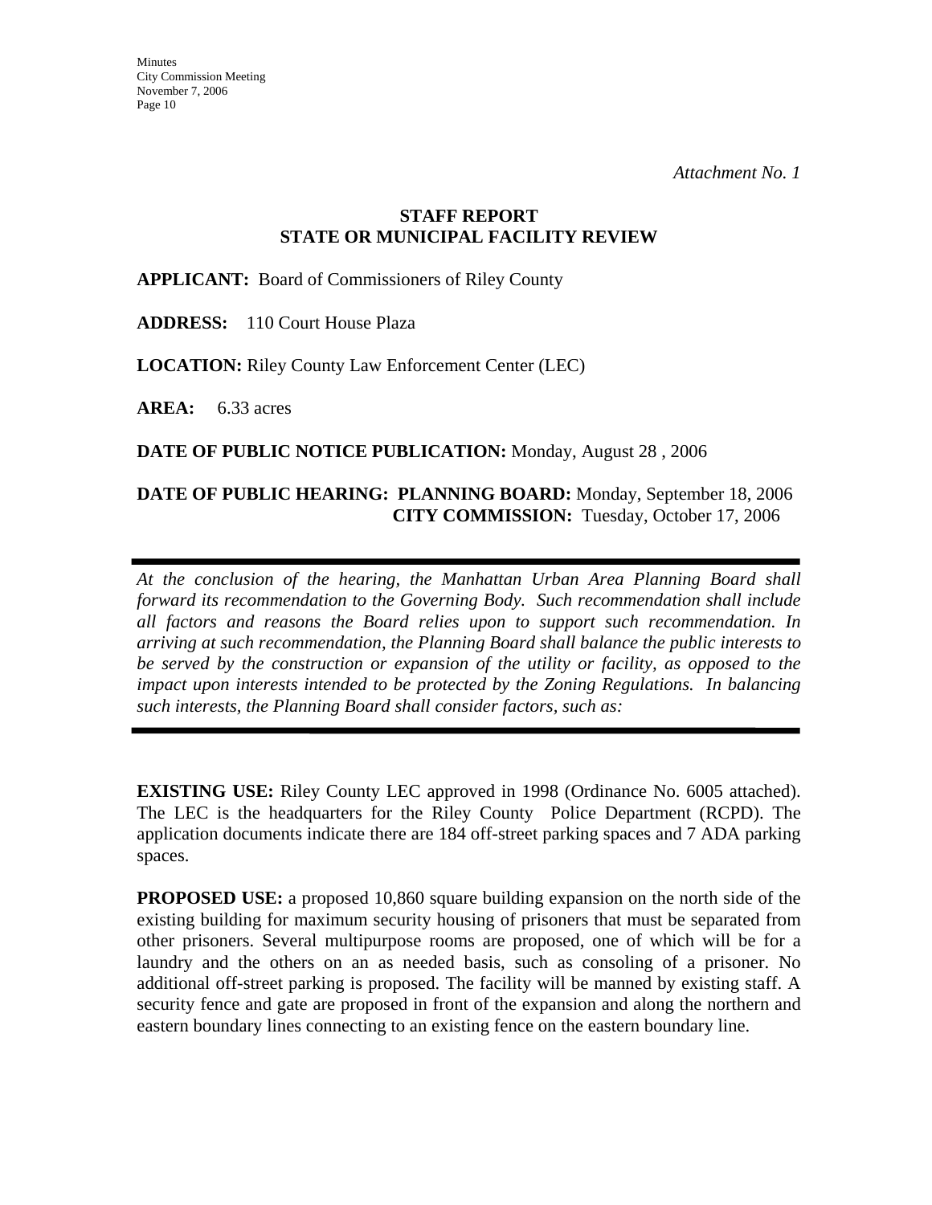*Attachment No. 1*

## STAFF REPORT
## STATE OR MUNICIPAL FACILITY REVIEW

**APPLICANT:** Board of Commissioners of Riley County

**ADDRESS:** 110 Court House Plaza

**LOCATION:** Riley County Law Enforcement Center (LEC)

**AREA:** 6.33 acres

**DATE OF PUBLIC NOTICE PUBLICATION:** Monday, August 28 , 2006

**DATE OF PUBLIC HEARING: PLANNING BOARD:** Monday, September 18, 2006
**CITY COMMISSION:** Tuesday, October 17, 2006

---

*At the conclusion of the hearing, the Manhattan Urban Area Planning Board shall forward its recommendation to the Governing Body. Such recommendation shall include all factors and reasons the Board relies upon to support such recommendation. In arriving at such recommendation, the Planning Board shall balance the public interests to be served by the construction or expansion of the utility or facility, as opposed to the impact upon interests intended to be protected by the Zoning Regulations. In balancing such interests, the Planning Board shall consider factors, such as:*

---

**EXISTING USE:** Riley County LEC approved in 1998 (Ordinance No. 6005 attached). The LEC is the headquarters for the Riley County Police Department (RCPD). The application documents indicate there are 184 off-street parking spaces and 7 ADA parking spaces.

**PROPOSED USE:** a proposed 10,860 square building expansion on the north side of the existing building for maximum security housing of prisoners that must be separated from other prisoners. Several multipurpose rooms are proposed, one of which will be for a laundry and the others on an as needed basis, such as consoling of a prisoner. No additional off-street parking is proposed. The facility will be manned by existing staff. A security fence and gate are proposed in front of the expansion and along the northern and eastern boundary lines connecting to an existing fence on the eastern boundary line.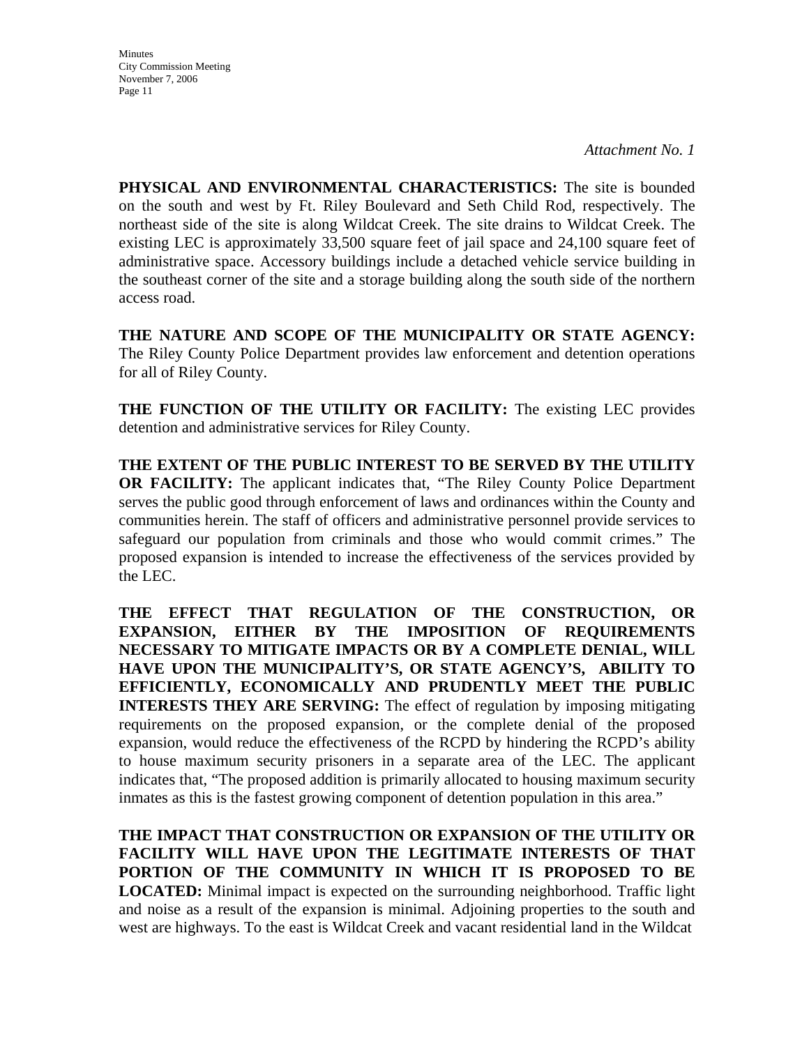*Attachment No. 1*

**PHYSICAL AND ENVIRONMENTAL CHARACTERISTICS:** The site is bounded on the south and west by Ft. Riley Boulevard and Seth Child Rod, respectively. The northeast side of the site is along Wildcat Creek. The site drains to Wildcat Creek. The existing LEC is approximately 33,500 square feet of jail space and 24,100 square feet of administrative space. Accessory buildings include a detached vehicle service building in the southeast corner of the site and a storage building along the south side of the northern access road.

**THE NATURE AND SCOPE OF THE MUNICIPALITY OR STATE AGENCY:** The Riley County Police Department provides law enforcement and detention operations for all of Riley County.

**THE FUNCTION OF THE UTILITY OR FACILITY:** The existing LEC provides detention and administrative services for Riley County.

**THE EXTENT OF THE PUBLIC INTEREST TO BE SERVED BY THE UTILITY OR FACILITY:** The applicant indicates that, "The Riley County Police Department serves the public good through enforcement of laws and ordinances within the County and communities herein. The staff of officers and administrative personnel provide services to safeguard our population from criminals and those who would commit crimes." The proposed expansion is intended to increase the effectiveness of the services provided by the LEC.

**THE EFFECT THAT REGULATION OF THE CONSTRUCTION, OR EXPANSION, EITHER BY THE IMPOSITION OF REQUIREMENTS NECESSARY TO MITIGATE IMPACTS OR BY A COMPLETE DENIAL, WILL HAVE UPON THE MUNICIPALITY'S, OR STATE AGENCY'S, ABILITY TO EFFICIENTLY, ECONOMICALLY AND PRUDENTLY MEET THE PUBLIC INTERESTS THEY ARE SERVING:** The effect of regulation by imposing mitigating requirements on the proposed expansion, or the complete denial of the proposed expansion, would reduce the effectiveness of the RCPD by hindering the RCPD's ability to house maximum security prisoners in a separate area of the LEC. The applicant indicates that, "The proposed addition is primarily allocated to housing maximum security inmates as this is the fastest growing component of detention population in this area."

**THE IMPACT THAT CONSTRUCTION OR EXPANSION OF THE UTILITY OR FACILITY WILL HAVE UPON THE LEGITIMATE INTERESTS OF THAT PORTION OF THE COMMUNITY IN WHICH IT IS PROPOSED TO BE LOCATED:** Minimal impact is expected on the surrounding neighborhood. Traffic light and noise as a result of the expansion is minimal. Adjoining properties to the south and west are highways. To the east is Wildcat Creek and vacant residential land in the Wildcat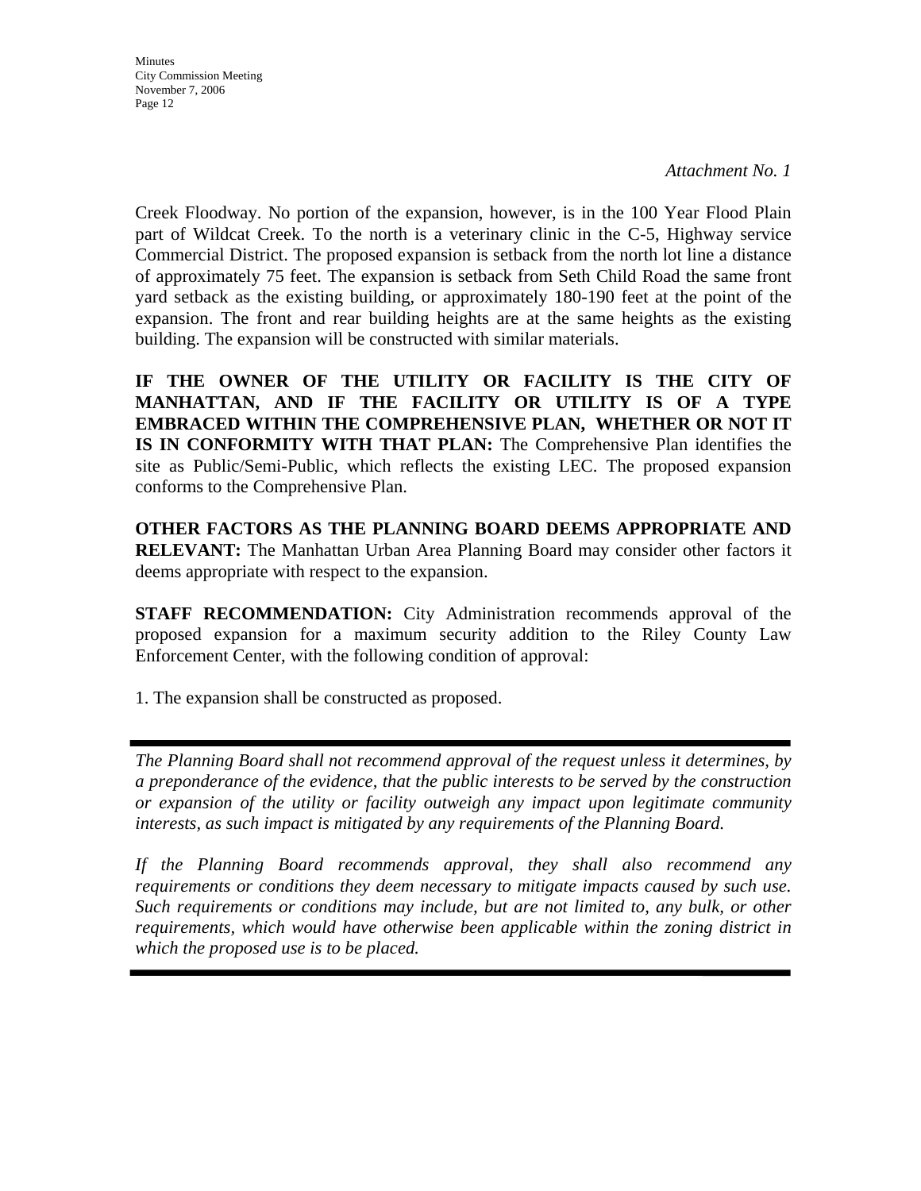*Attachment No. 1*

Creek Floodway. No portion of the expansion, however, is in the 100 Year Flood Plain part of Wildcat Creek. To the north is a veterinary clinic in the C-5, Highway service Commercial District. The proposed expansion is setback from the north lot line a distance of approximately 75 feet. The expansion is setback from Seth Child Road the same front yard setback as the existing building, or approximately 180-190 feet at the point of the expansion. The front and rear building heights are at the same heights as the existing building. The expansion will be constructed with similar materials.

**IF THE OWNER OF THE UTILITY OR FACILITY IS THE CITY OF MANHATTAN, AND IF THE FACILITY OR UTILITY IS OF A TYPE EMBRACED WITHIN THE COMPREHENSIVE PLAN, WHETHER OR NOT IT IS IN CONFORMITY WITH THAT PLAN:** The Comprehensive Plan identifies the site as Public/Semi-Public, which reflects the existing LEC. The proposed expansion conforms to the Comprehensive Plan.

**OTHER FACTORS AS THE PLANNING BOARD DEEMS APPROPRIATE AND RELEVANT:** The Manhattan Urban Area Planning Board may consider other factors it deems appropriate with respect to the expansion.

**STAFF RECOMMENDATION:** City Administration recommends approval of the proposed expansion for a maximum security addition to the Riley County Law Enforcement Center, with the following condition of approval:

1. The expansion shall be constructed as proposed.

---

*The Planning Board shall not recommend approval of the request unless it determines, by a preponderance of the evidence, that the public interests to be served by the construction or expansion of the utility or facility outweigh any impact upon legitimate community interests, as such impact is mitigated by any requirements of the Planning Board.*

*If the Planning Board recommends approval, they shall also recommend any requirements or conditions they deem necessary to mitigate impacts caused by such use. Such requirements or conditions may include, but are not limited to, any bulk, or other requirements, which would have otherwise been applicable within the zoning district in which the proposed use is to be placed.*

---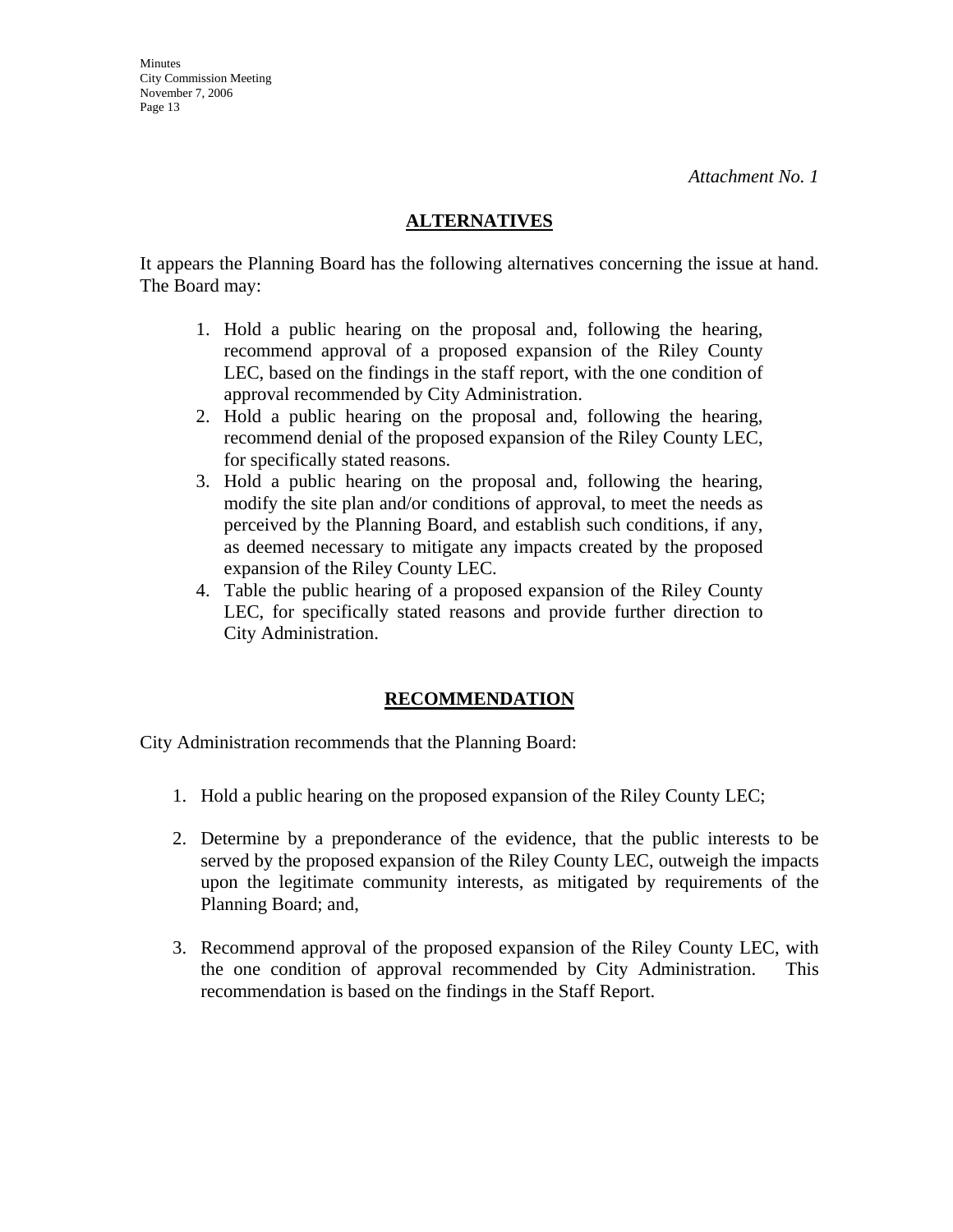*Attachment No. 1*

## ALTERNATIVES

It appears the Planning Board has the following alternatives concerning the issue at hand. The Board may:

1. Hold a public hearing on the proposal and, following the hearing, recommend approval of a proposed expansion of the Riley County LEC, based on the findings in the staff report, with the one condition of approval recommended by City Administration.
2. Hold a public hearing on the proposal and, following the hearing, recommend denial of the proposed expansion of the Riley County LEC, for specifically stated reasons.
3. Hold a public hearing on the proposal and, following the hearing, modify the site plan and/or conditions of approval, to meet the needs as perceived by the Planning Board, and establish such conditions, if any, as deemed necessary to mitigate any impacts created by the proposed expansion of the Riley County LEC.
4. Table the public hearing of a proposed expansion of the Riley County LEC, for specifically stated reasons and provide further direction to City Administration.

## RECOMMENDATION

City Administration recommends that the Planning Board:

1. Hold a public hearing on the proposed expansion of the Riley County LEC;

2. Determine by a preponderance of the evidence, that the public interests to be served by the proposed expansion of the Riley County LEC, outweigh the impacts upon the legitimate community interests, as mitigated by requirements of the Planning Board; and,

3. Recommend approval of the proposed expansion of the Riley County LEC, with the one condition of approval recommended by City Administration. This recommendation is based on the findings in the Staff Report.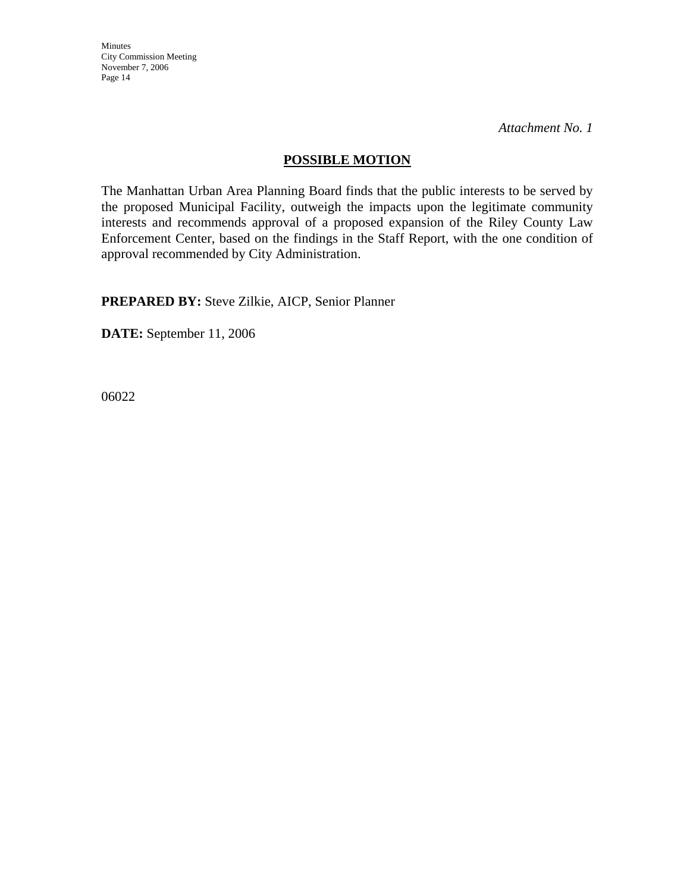*Attachment No. 1*

## POSSIBLE MOTION

The Manhattan Urban Area Planning Board finds that the public interests to be served by the proposed Municipal Facility, outweigh the impacts upon the legitimate community interests and recommends approval of a proposed expansion of the Riley County Law Enforcement Center, based on the findings in the Staff Report, with the one condition of approval recommended by City Administration.

**PREPARED BY:** Steve Zilkie, AICP, Senior Planner

**DATE:** September 11, 2006

06022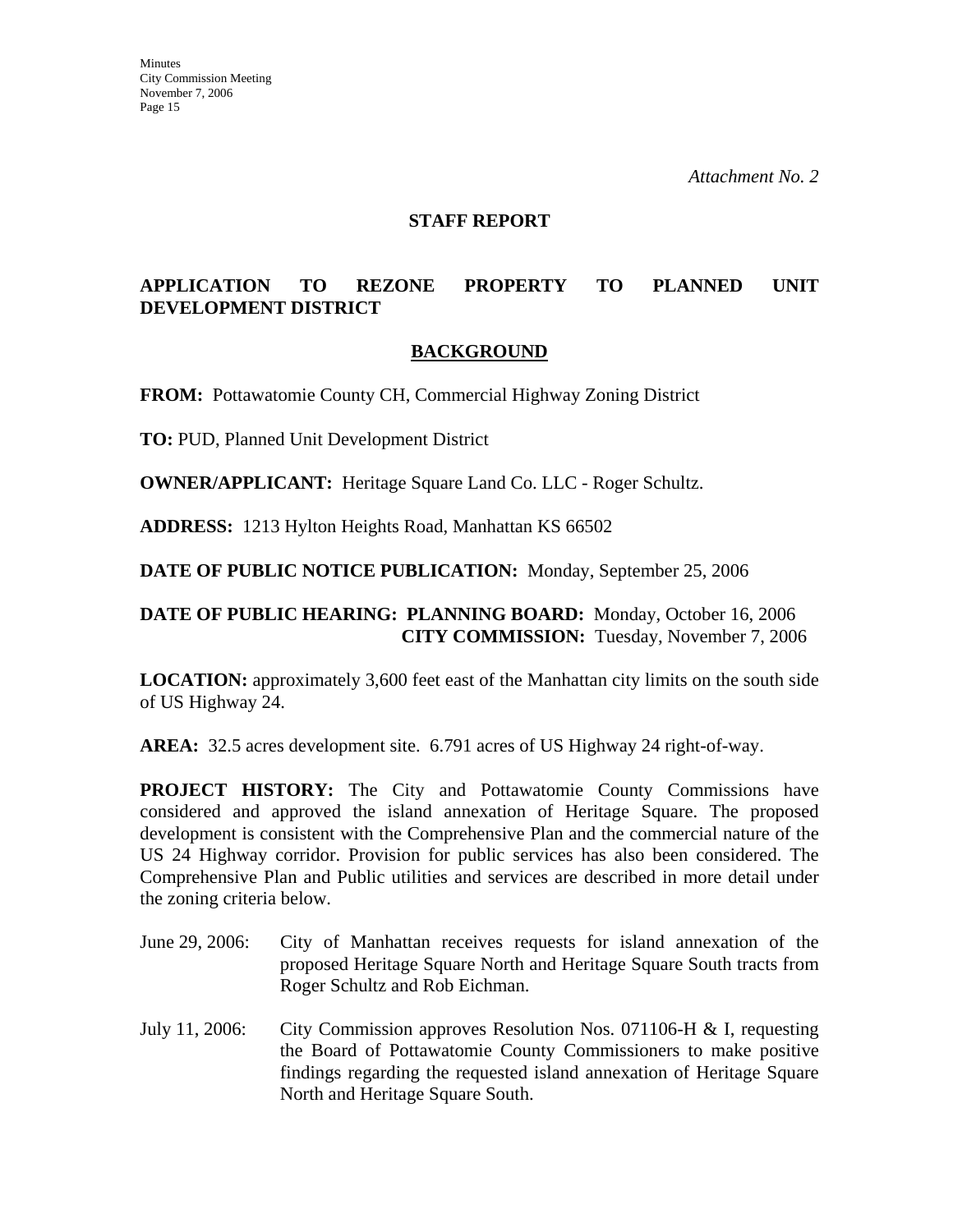*Attachment No. 2*

**STAFF REPORT**

**APPLICATION TO REZONE PROPERTY TO PLANNED UNIT DEVELOPMENT DISTRICT**

## BACKGROUND

**FROM:** Pottawatomie County CH, Commercial Highway Zoning District

**TO:** PUD, Planned Unit Development District

**OWNER/APPLICANT:** Heritage Square Land Co. LLC - Roger Schultz.

**ADDRESS:** 1213 Hylton Heights Road, Manhattan KS 66502

**DATE OF PUBLIC NOTICE PUBLICATION:** Monday, September 25, 2006

**DATE OF PUBLIC HEARING: PLANNING BOARD:** Monday, October 16, 2006
**CITY COMMISSION:** Tuesday, November 7, 2006

**LOCATION:** approximately 3,600 feet east of the Manhattan city limits on the south side of US Highway 24.

**AREA:** 32.5 acres development site. 6.791 acres of US Highway 24 right-of-way.

**PROJECT HISTORY:** The City and Pottawatomie County Commissions have considered and approved the island annexation of Heritage Square. The proposed development is consistent with the Comprehensive Plan and the commercial nature of the US 24 Highway corridor. Provision for public services has also been considered. The Comprehensive Plan and Public utilities and services are described in more detail under the zoning criteria below.

June 29, 2006: City of Manhattan receives requests for island annexation of the proposed Heritage Square North and Heritage Square South tracts from Roger Schultz and Rob Eichman.

July 11, 2006: City Commission approves Resolution Nos. 071106-H & I, requesting the Board of Pottawatomie County Commissioners to make positive findings regarding the requested island annexation of Heritage Square North and Heritage Square South.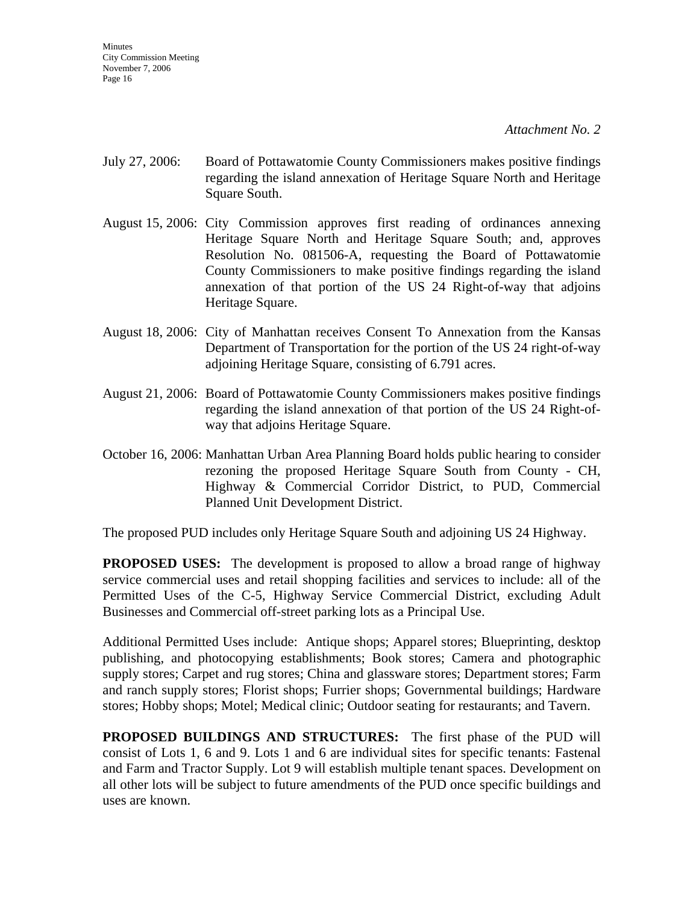*Attachment No. 2*

July 27, 2006: Board of Pottawatomie County Commissioners makes positive findings regarding the island annexation of Heritage Square North and Heritage Square South.

August 15, 2006: City Commission approves first reading of ordinances annexing Heritage Square North and Heritage Square South; and, approves Resolution No. 081506-A, requesting the Board of Pottawatomie County Commissioners to make positive findings regarding the island annexation of that portion of the US 24 Right-of-way that adjoins Heritage Square.

August 18, 2006: City of Manhattan receives Consent To Annexation from the Kansas Department of Transportation for the portion of the US 24 right-of-way adjoining Heritage Square, consisting of 6.791 acres.

August 21, 2006: Board of Pottawatomie County Commissioners makes positive findings regarding the island annexation of that portion of the US 24 Right-of-way that adjoins Heritage Square.

October 16, 2006: Manhattan Urban Area Planning Board holds public hearing to consider rezoning the proposed Heritage Square South from County - CH, Highway & Commercial Corridor District, to PUD, Commercial Planned Unit Development District.

The proposed PUD includes only Heritage Square South and adjoining US 24 Highway.

**PROPOSED USES:** The development is proposed to allow a broad range of highway service commercial uses and retail shopping facilities and services to include: all of the Permitted Uses of the C-5, Highway Service Commercial District, excluding Adult Businesses and Commercial off-street parking lots as a Principal Use.

Additional Permitted Uses include: Antique shops; Apparel stores; Blueprinting, desktop publishing, and photocopying establishments; Book stores; Camera and photographic supply stores; Carpet and rug stores; China and glassware stores; Department stores; Farm and ranch supply stores; Florist shops; Furrier shops; Governmental buildings; Hardware stores; Hobby shops; Motel; Medical clinic; Outdoor seating for restaurants; and Tavern.

**PROPOSED BUILDINGS AND STRUCTURES:** The first phase of the PUD will consist of Lots 1, 6 and 9. Lots 1 and 6 are individual sites for specific tenants: Fastenal and Farm and Tractor Supply. Lot 9 will establish multiple tenant spaces. Development on all other lots will be subject to future amendments of the PUD once specific buildings and uses are known.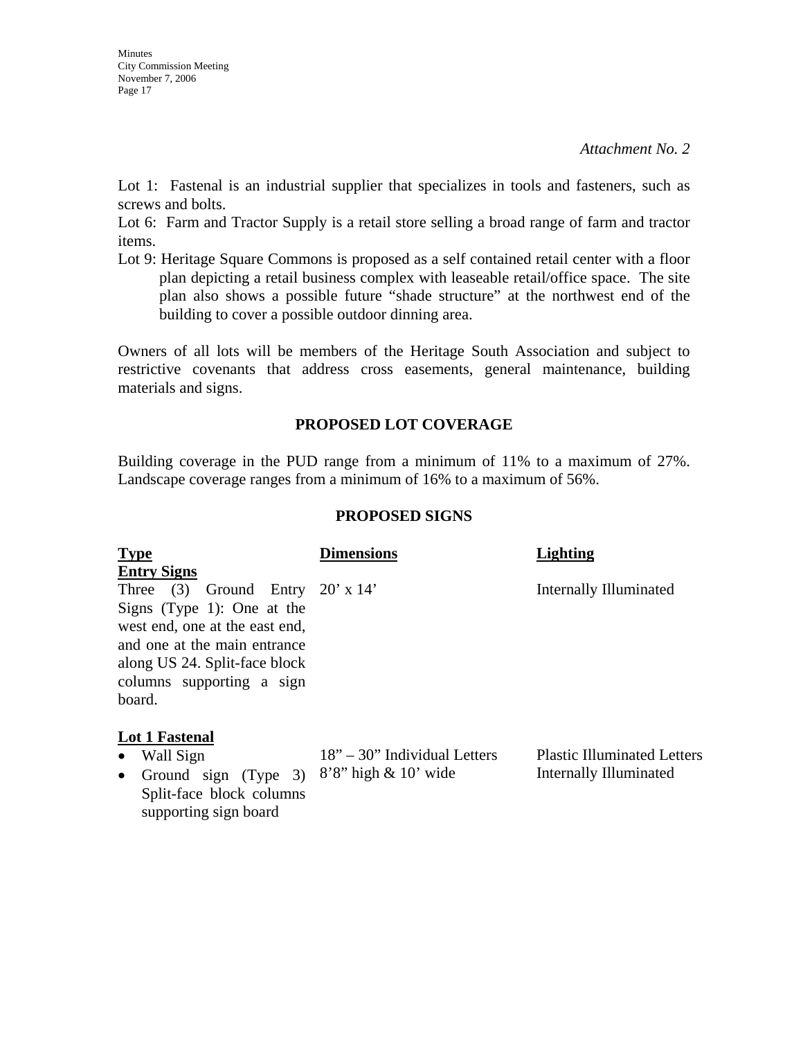*Attachment No. 2*

Lot 1: Fastenal is an industrial supplier that specializes in tools and fasteners, such as screws and bolts.

Lot 6: Farm and Tractor Supply is a retail store selling a broad range of farm and tractor items.

Lot 9: Heritage Square Commons is proposed as a self contained retail center with a floor plan depicting a retail business complex with leaseable retail/office space. The site plan also shows a possible future "shade structure" at the northwest end of the building to cover a possible outdoor dinning area.

Owners of all lots will be members of the Heritage South Association and subject to restrictive covenants that address cross easements, general maintenance, building materials and signs.

## PROPOSED LOT COVERAGE

Building coverage in the PUD range from a minimum of 11% to a maximum of 27%. Landscape coverage ranges from a minimum of 16% to a maximum of 56%.

## PROPOSED SIGNS

| Type | Dimensions | Lighting |
|---|---|---|
| **Entry Signs** | | |
| Three (3) Ground Entry Signs (Type 1): One at the west end, one at the east end, and one at the main entrance along US 24. Split-face block columns supporting a sign board. | 20' x 14' | Internally Illuminated |
| **Lot 1 Fastenal** | | |
| • Wall Sign | 18" – 30" Individual Letters | Plastic Illuminated Letters |
| • Ground sign (Type 3) Split-face block columns supporting sign board | 8'8" high & 10' wide | Internally Illuminated |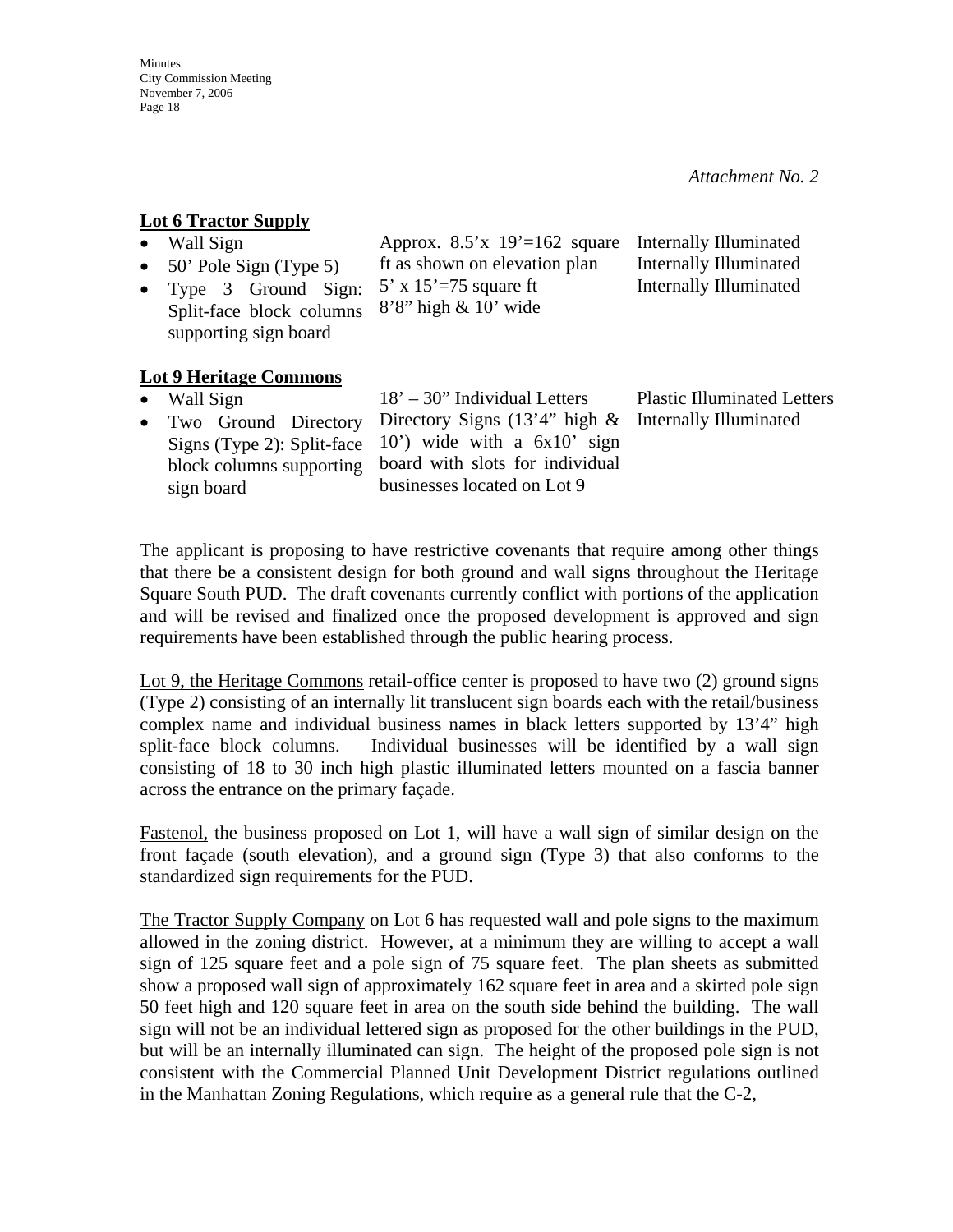*Attachment No. 2*

**<u>Lot 6 Tractor Supply</u>**

| | | |
|---|---|---|
| • Wall Sign | Approx. 8.5'x 19'=162 square ft as shown on elevation plan | Internally Illuminated |
| • 50' Pole Sign (Type 5) | 5' x 15'=75 square ft | Internally Illuminated |
| • Type 3 Ground Sign: Split-face block columns supporting sign board | 8'8" high & 10' wide | Internally Illuminated |

**<u>Lot 9 Heritage Commons</u>**

| | | |
|---|---|---|
| • Wall Sign | 18' – 30" Individual Letters | Plastic Illuminated Letters |
| • Two Ground Directory Signs (Type 2): Split-face block columns supporting sign board | Directory Signs (13'4" high & 10') wide with a 6x10' sign board with slots for individual businesses located on Lot 9 | Internally Illuminated |

The applicant is proposing to have restrictive covenants that require among other things that there be a consistent design for both ground and wall signs throughout the Heritage Square South PUD. The draft covenants currently conflict with portions of the application and will be revised and finalized once the proposed development is approved and sign requirements have been established through the public hearing process.

<u>Lot 9, the Heritage Commons</u> retail-office center is proposed to have two (2) ground signs (Type 2) consisting of an internally lit translucent sign boards each with the retail/business complex name and individual business names in black letters supported by 13'4" high split-face block columns. Individual businesses will be identified by a wall sign consisting of 18 to 30 inch high plastic illuminated letters mounted on a fascia banner across the entrance on the primary façade.

<u>Fastenol,</u> the business proposed on Lot 1, will have a wall sign of similar design on the front façade (south elevation), and a ground sign (Type 3) that also conforms to the standardized sign requirements for the PUD.

<u>The Tractor Supply Company</u> on Lot 6 has requested wall and pole signs to the maximum allowed in the zoning district. However, at a minimum they are willing to accept a wall sign of 125 square feet and a pole sign of 75 square feet. The plan sheets as submitted show a proposed wall sign of approximately 162 square feet in area and a skirted pole sign 50 feet high and 120 square feet in area on the south side behind the building. The wall sign will not be an individual lettered sign as proposed for the other buildings in the PUD, but will be an internally illuminated can sign. The height of the proposed pole sign is not consistent with the Commercial Planned Unit Development District regulations outlined in the Manhattan Zoning Regulations, which require as a general rule that the C-2,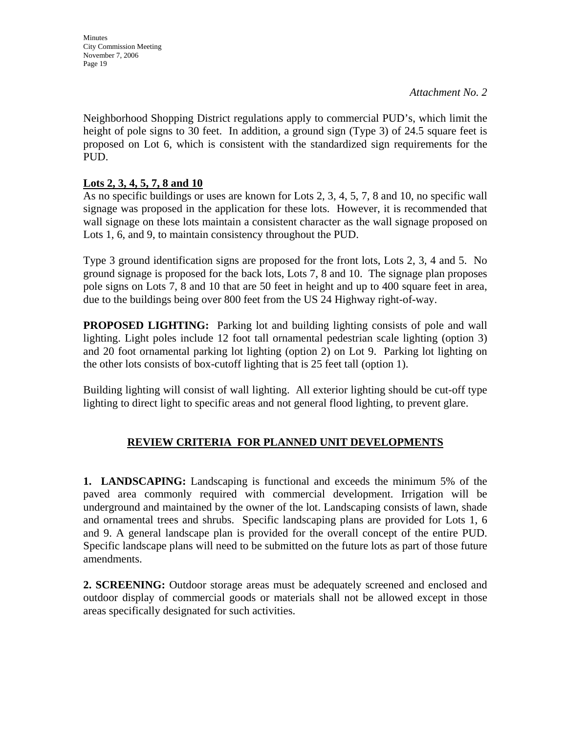*Attachment No. 2*

Neighborhood Shopping District regulations apply to commercial PUD's, which limit the height of pole signs to 30 feet. In addition, a ground sign (Type 3) of 24.5 square feet is proposed on Lot 6, which is consistent with the standardized sign requirements for the PUD.

**Lots 2, 3, 4, 5, 7, 8 and 10**

As no specific buildings or uses are known for Lots 2, 3, 4, 5, 7, 8 and 10, no specific wall signage was proposed in the application for these lots. However, it is recommended that wall signage on these lots maintain a consistent character as the wall signage proposed on Lots 1, 6, and 9, to maintain consistency throughout the PUD.

Type 3 ground identification signs are proposed for the front lots, Lots 2, 3, 4 and 5. No ground signage is proposed for the back lots, Lots 7, 8 and 10. The signage plan proposes pole signs on Lots 7, 8 and 10 that are 50 feet in height and up to 400 square feet in area, due to the buildings being over 800 feet from the US 24 Highway right-of-way.

**PROPOSED LIGHTING:** Parking lot and building lighting consists of pole and wall lighting. Light poles include 12 foot tall ornamental pedestrian scale lighting (option 3) and 20 foot ornamental parking lot lighting (option 2) on Lot 9. Parking lot lighting on the other lots consists of box-cutoff lighting that is 25 feet tall (option 1).

Building lighting will consist of wall lighting. All exterior lighting should be cut-off type lighting to direct light to specific areas and not general flood lighting, to prevent glare.

## REVIEW CRITERIA FOR PLANNED UNIT DEVELOPMENTS

**1. LANDSCAPING:** Landscaping is functional and exceeds the minimum 5% of the paved area commonly required with commercial development. Irrigation will be underground and maintained by the owner of the lot. Landscaping consists of lawn, shade and ornamental trees and shrubs. Specific landscaping plans are provided for Lots 1, 6 and 9. A general landscape plan is provided for the overall concept of the entire PUD. Specific landscape plans will need to be submitted on the future lots as part of those future amendments.

**2. SCREENING:** Outdoor storage areas must be adequately screened and enclosed and outdoor display of commercial goods or materials shall not be allowed except in those areas specifically designated for such activities.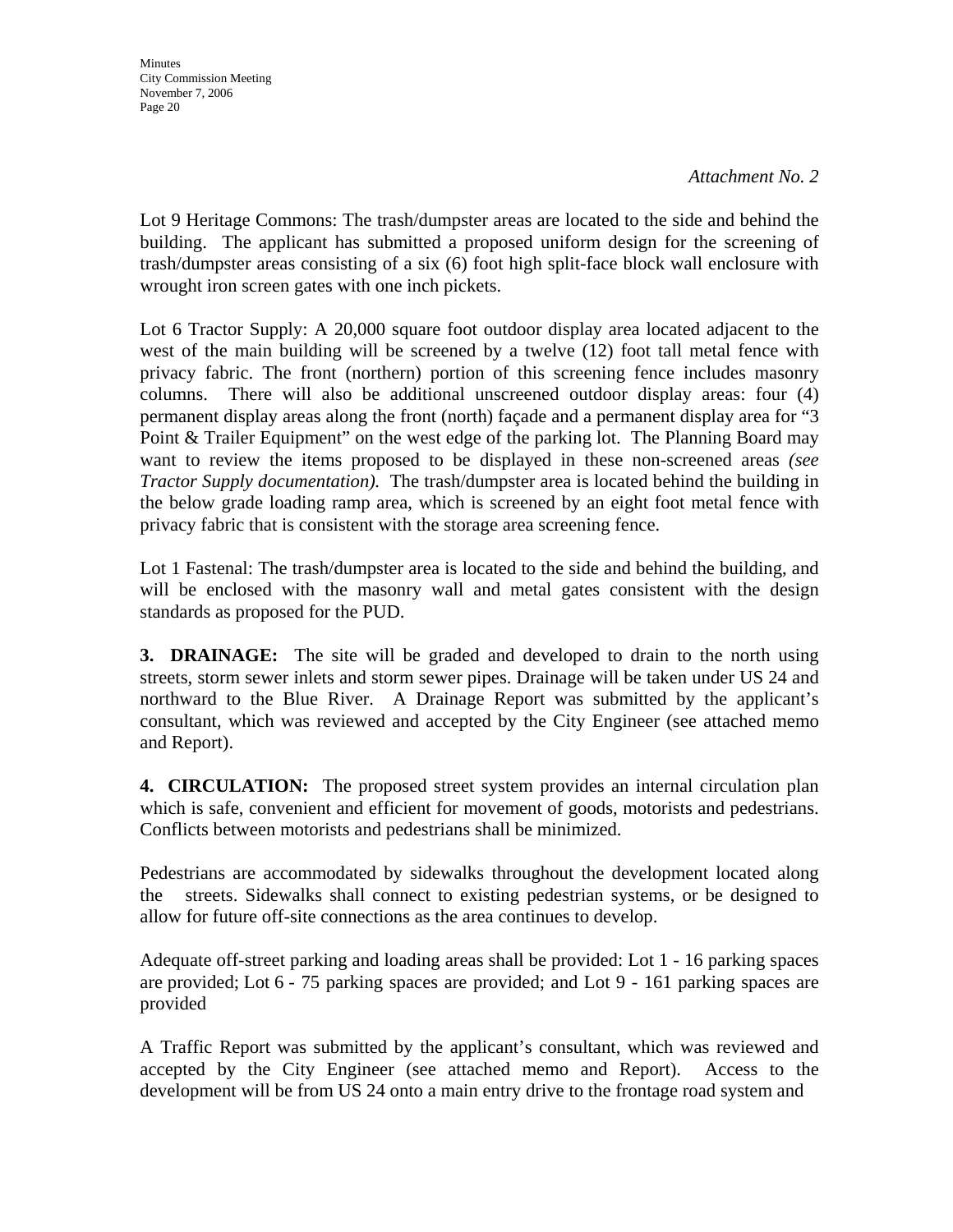*Attachment No. 2*

Lot 9 Heritage Commons: The trash/dumpster areas are located to the side and behind the building. The applicant has submitted a proposed uniform design for the screening of trash/dumpster areas consisting of a six (6) foot high split-face block wall enclosure with wrought iron screen gates with one inch pickets.

Lot 6 Tractor Supply: A 20,000 square foot outdoor display area located adjacent to the west of the main building will be screened by a twelve (12) foot tall metal fence with privacy fabric. The front (northern) portion of this screening fence includes masonry columns. There will also be additional unscreened outdoor display areas: four (4) permanent display areas along the front (north) façade and a permanent display area for "3 Point & Trailer Equipment" on the west edge of the parking lot. The Planning Board may want to review the items proposed to be displayed in these non-screened areas *(see Tractor Supply documentation).* The trash/dumpster area is located behind the building in the below grade loading ramp area, which is screened by an eight foot metal fence with privacy fabric that is consistent with the storage area screening fence.

Lot 1 Fastenal: The trash/dumpster area is located to the side and behind the building, and will be enclosed with the masonry wall and metal gates consistent with the design standards as proposed for the PUD.

**3. DRAINAGE:** The site will be graded and developed to drain to the north using streets, storm sewer inlets and storm sewer pipes. Drainage will be taken under US 24 and northward to the Blue River. A Drainage Report was submitted by the applicant's consultant, which was reviewed and accepted by the City Engineer (see attached memo and Report).

**4. CIRCULATION:** The proposed street system provides an internal circulation plan which is safe, convenient and efficient for movement of goods, motorists and pedestrians. Conflicts between motorists and pedestrians shall be minimized.

Pedestrians are accommodated by sidewalks throughout the development located along the streets. Sidewalks shall connect to existing pedestrian systems, or be designed to allow for future off-site connections as the area continues to develop.

Adequate off-street parking and loading areas shall be provided: Lot 1 - 16 parking spaces are provided; Lot 6 - 75 parking spaces are provided; and Lot 9 - 161 parking spaces are provided

A Traffic Report was submitted by the applicant's consultant, which was reviewed and accepted by the City Engineer (see attached memo and Report). Access to the development will be from US 24 onto a main entry drive to the frontage road system and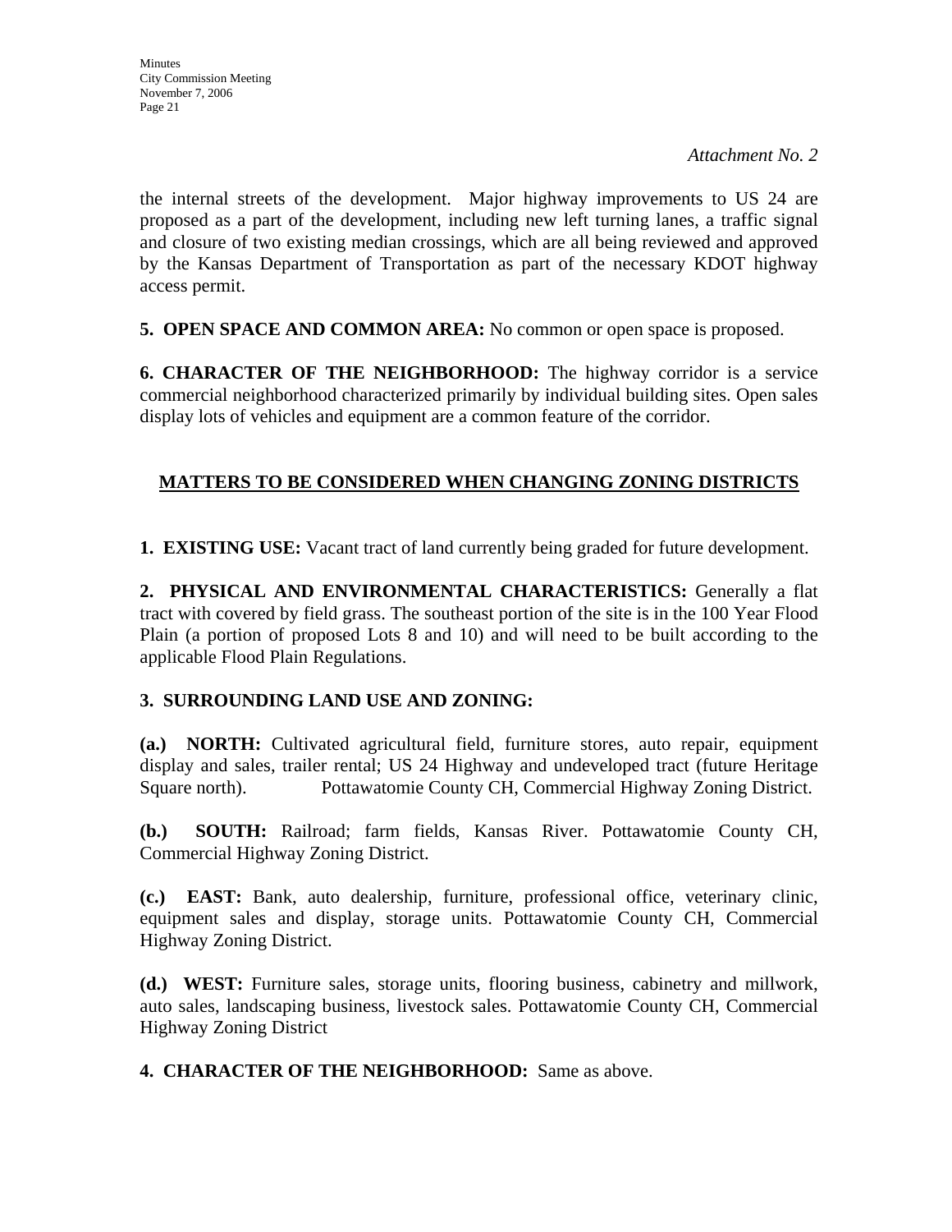*Attachment No. 2*

the internal streets of the development. Major highway improvements to US 24 are proposed as a part of the development, including new left turning lanes, a traffic signal and closure of two existing median crossings, which are all being reviewed and approved by the Kansas Department of Transportation as part of the necessary KDOT highway access permit.

**5. OPEN SPACE AND COMMON AREA:** No common or open space is proposed.

**6. CHARACTER OF THE NEIGHBORHOOD:** The highway corridor is a service commercial neighborhood characterized primarily by individual building sites. Open sales display lots of vehicles and equipment are a common feature of the corridor.

## MATTERS TO BE CONSIDERED WHEN CHANGING ZONING DISTRICTS

**1. EXISTING USE:** Vacant tract of land currently being graded for future development.

**2. PHYSICAL AND ENVIRONMENTAL CHARACTERISTICS:** Generally a flat tract with covered by field grass. The southeast portion of the site is in the 100 Year Flood Plain (a portion of proposed Lots 8 and 10) and will need to be built according to the applicable Flood Plain Regulations.

**3. SURROUNDING LAND USE AND ZONING:**

**(a.) NORTH:** Cultivated agricultural field, furniture stores, auto repair, equipment display and sales, trailer rental; US 24 Highway and undeveloped tract (future Heritage Square north). Pottawatomie County CH, Commercial Highway Zoning District.

**(b.) SOUTH:** Railroad; farm fields, Kansas River. Pottawatomie County CH, Commercial Highway Zoning District.

**(c.) EAST:** Bank, auto dealership, furniture, professional office, veterinary clinic, equipment sales and display, storage units. Pottawatomie County CH, Commercial Highway Zoning District.

**(d.) WEST:** Furniture sales, storage units, flooring business, cabinetry and millwork, auto sales, landscaping business, livestock sales. Pottawatomie County CH, Commercial Highway Zoning District

**4. CHARACTER OF THE NEIGHBORHOOD:** Same as above.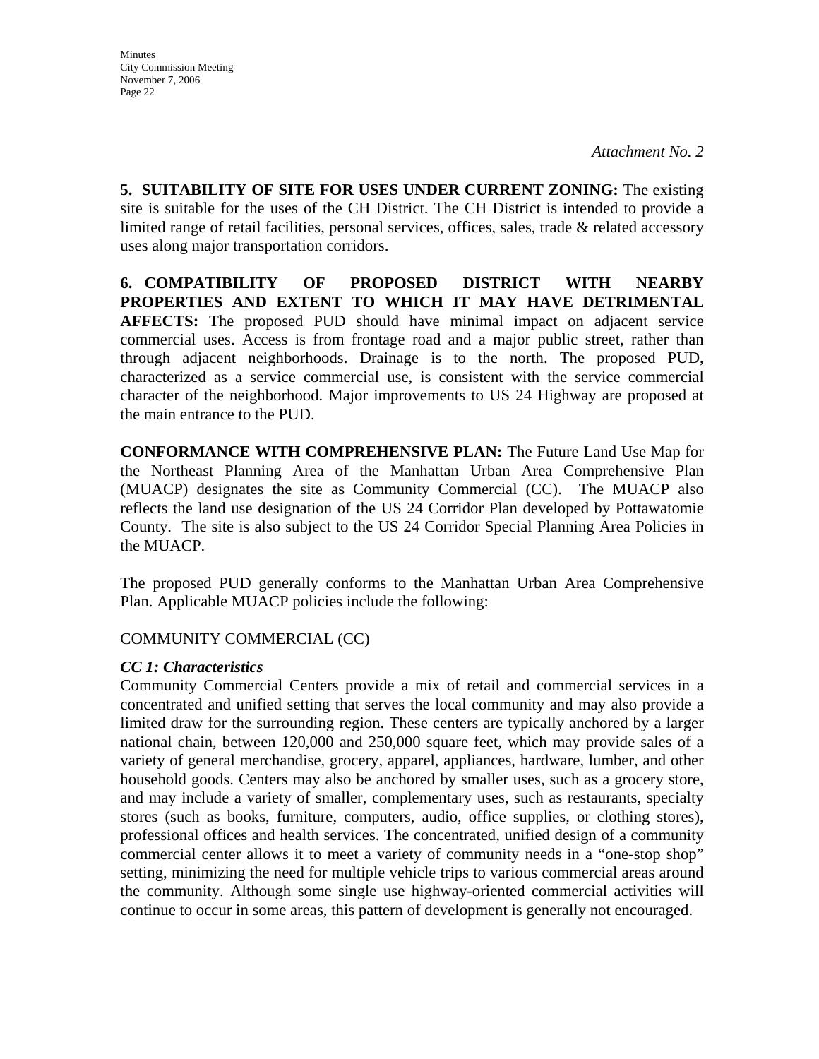*Attachment No. 2*

**5. SUITABILITY OF SITE FOR USES UNDER CURRENT ZONING:** The existing site is suitable for the uses of the CH District. The CH District is intended to provide a limited range of retail facilities, personal services, offices, sales, trade & related accessory uses along major transportation corridors.

**6. COMPATIBILITY OF PROPOSED DISTRICT WITH NEARBY PROPERTIES AND EXTENT TO WHICH IT MAY HAVE DETRIMENTAL AFFECTS:** The proposed PUD should have minimal impact on adjacent service commercial uses. Access is from frontage road and a major public street, rather than through adjacent neighborhoods. Drainage is to the north. The proposed PUD, characterized as a service commercial use, is consistent with the service commercial character of the neighborhood. Major improvements to US 24 Highway are proposed at the main entrance to the PUD.

**CONFORMANCE WITH COMPREHENSIVE PLAN:** The Future Land Use Map for the Northeast Planning Area of the Manhattan Urban Area Comprehensive Plan (MUACP) designates the site as Community Commercial (CC). The MUACP also reflects the land use designation of the US 24 Corridor Plan developed by Pottawatomie County. The site is also subject to the US 24 Corridor Special Planning Area Policies in the MUACP.

The proposed PUD generally conforms to the Manhattan Urban Area Comprehensive Plan. Applicable MUACP policies include the following:

COMMUNITY COMMERCIAL (CC)

***CC 1: Characteristics***

Community Commercial Centers provide a mix of retail and commercial services in a concentrated and unified setting that serves the local community and may also provide a limited draw for the surrounding region. These centers are typically anchored by a larger national chain, between 120,000 and 250,000 square feet, which may provide sales of a variety of general merchandise, grocery, apparel, appliances, hardware, lumber, and other household goods. Centers may also be anchored by smaller uses, such as a grocery store, and may include a variety of smaller, complementary uses, such as restaurants, specialty stores (such as books, furniture, computers, audio, office supplies, or clothing stores), professional offices and health services. The concentrated, unified design of a community commercial center allows it to meet a variety of community needs in a "one-stop shop" setting, minimizing the need for multiple vehicle trips to various commercial areas around the community. Although some single use highway-oriented commercial activities will continue to occur in some areas, this pattern of development is generally not encouraged.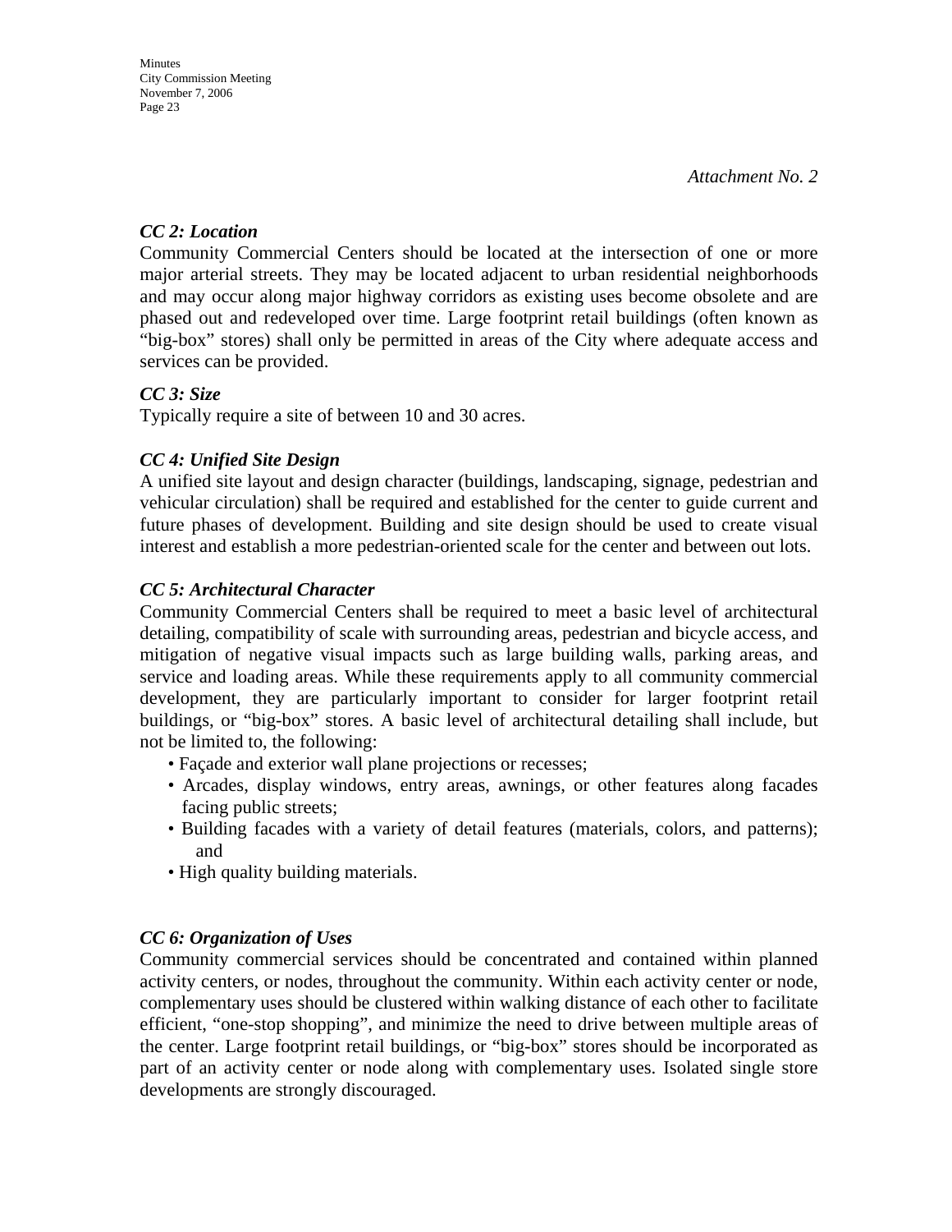*Attachment No. 2*

***CC 2: Location***

Community Commercial Centers should be located at the intersection of one or more major arterial streets. They may be located adjacent to urban residential neighborhoods and may occur along major highway corridors as existing uses become obsolete and are phased out and redeveloped over time. Large footprint retail buildings (often known as "big-box" stores) shall only be permitted in areas of the City where adequate access and services can be provided.

***CC 3: Size***

Typically require a site of between 10 and 30 acres.

***CC 4: Unified Site Design***

A unified site layout and design character (buildings, landscaping, signage, pedestrian and vehicular circulation) shall be required and established for the center to guide current and future phases of development. Building and site design should be used to create visual interest and establish a more pedestrian-oriented scale for the center and between out lots.

***CC 5: Architectural Character***

Community Commercial Centers shall be required to meet a basic level of architectural detailing, compatibility of scale with surrounding areas, pedestrian and bicycle access, and mitigation of negative visual impacts such as large building walls, parking areas, and service and loading areas. While these requirements apply to all community commercial development, they are particularly important to consider for larger footprint retail buildings, or "big-box" stores. A basic level of architectural detailing shall include, but not be limited to, the following:

- Façade and exterior wall plane projections or recesses;
- Arcades, display windows, entry areas, awnings, or other features along facades facing public streets;
- Building facades with a variety of detail features (materials, colors, and patterns); and
- High quality building materials.

***CC 6: Organization of Uses***

Community commercial services should be concentrated and contained within planned activity centers, or nodes, throughout the community. Within each activity center or node, complementary uses should be clustered within walking distance of each other to facilitate efficient, "one-stop shopping", and minimize the need to drive between multiple areas of the center. Large footprint retail buildings, or "big-box" stores should be incorporated as part of an activity center or node along with complementary uses. Isolated single store developments are strongly discouraged.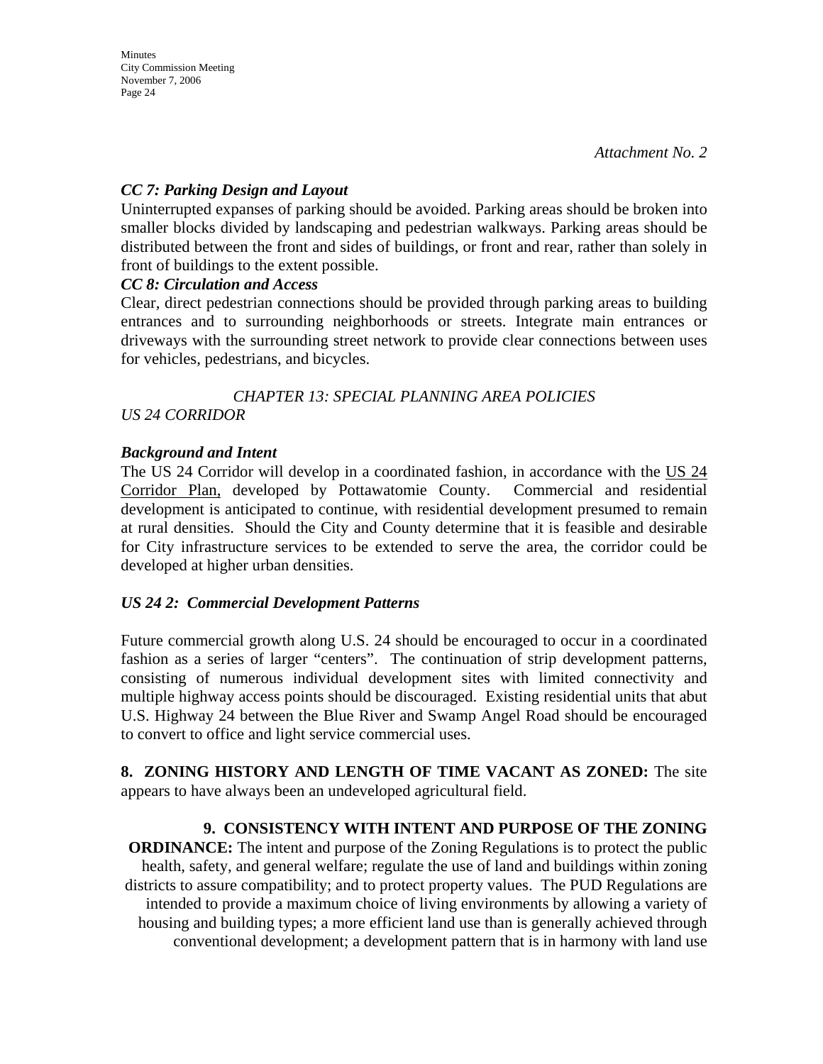*Attachment No. 2*

***CC 7: Parking Design and Layout***

Uninterrupted expanses of parking should be avoided. Parking areas should be broken into smaller blocks divided by landscaping and pedestrian walkways. Parking areas should be distributed between the front and sides of buildings, or front and rear, rather than solely in front of buildings to the extent possible.

***CC 8: Circulation and Access***

Clear, direct pedestrian connections should be provided through parking areas to building entrances and to surrounding neighborhoods or streets. Integrate main entrances or driveways with the surrounding street network to provide clear connections between uses for vehicles, pedestrians, and bicycles.

*CHAPTER 13: SPECIAL PLANNING AREA POLICIES*

*US 24 CORRIDOR*

***Background and Intent***

The US 24 Corridor will develop in a coordinated fashion, in accordance with the US 24 Corridor Plan, developed by Pottawatomie County. Commercial and residential development is anticipated to continue, with residential development presumed to remain at rural densities. Should the City and County determine that it is feasible and desirable for City infrastructure services to be extended to serve the area, the corridor could be developed at higher urban densities.

***US 24 2: Commercial Development Patterns***

Future commercial growth along U.S. 24 should be encouraged to occur in a coordinated fashion as a series of larger "centers". The continuation of strip development patterns, consisting of numerous individual development sites with limited connectivity and multiple highway access points should be discouraged. Existing residential units that abut U.S. Highway 24 between the Blue River and Swamp Angel Road should be encouraged to convert to office and light service commercial uses.

**8. ZONING HISTORY AND LENGTH OF TIME VACANT AS ZONED:** The site appears to have always been an undeveloped agricultural field.

**9. CONSISTENCY WITH INTENT AND PURPOSE OF THE ZONING ORDINANCE:** The intent and purpose of the Zoning Regulations is to protect the public health, safety, and general welfare; regulate the use of land and buildings within zoning districts to assure compatibility; and to protect property values. The PUD Regulations are intended to provide a maximum choice of living environments by allowing a variety of housing and building types; a more efficient land use than is generally achieved through conventional development; a development pattern that is in harmony with land use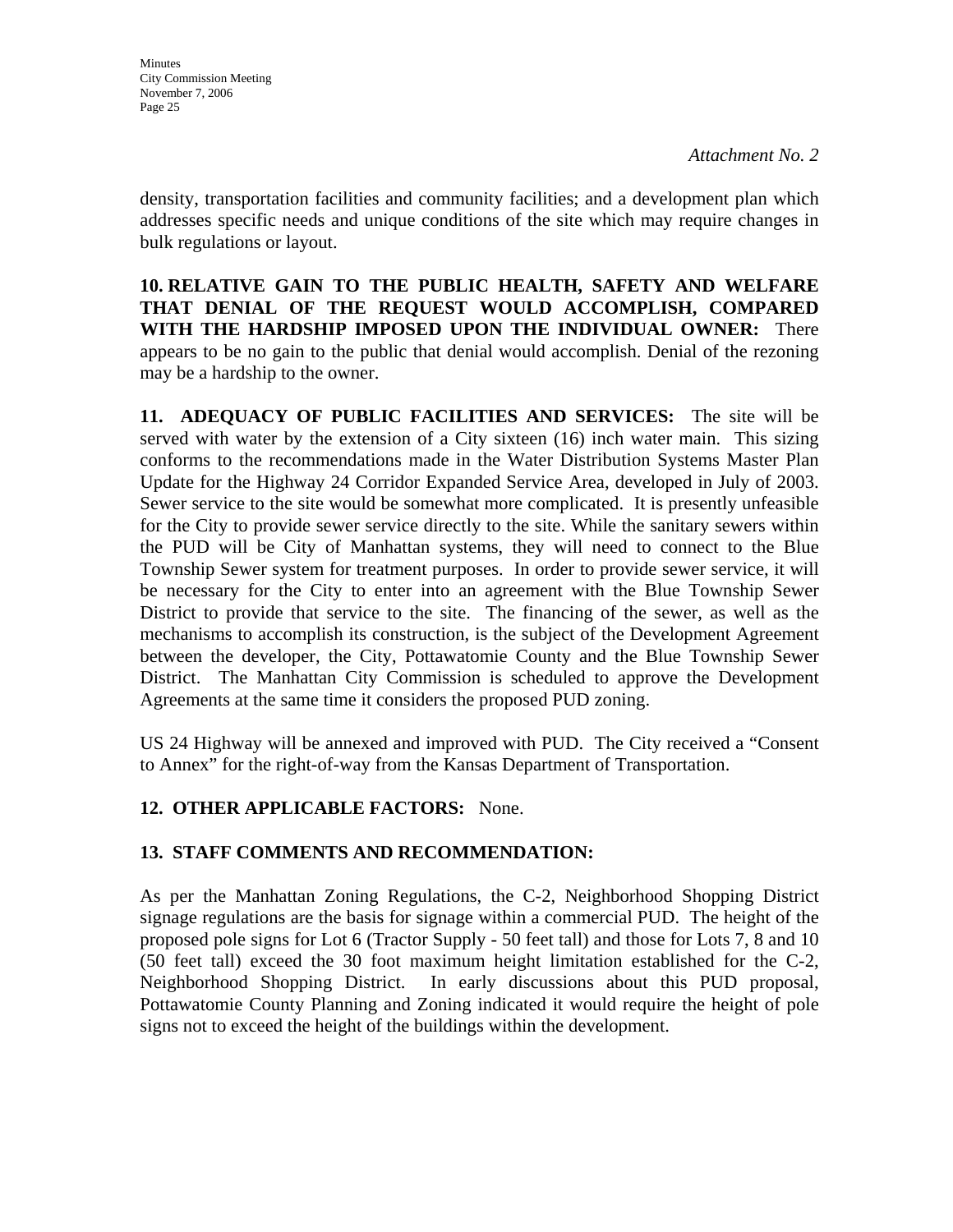*Attachment No. 2*

density, transportation facilities and community facilities; and a development plan which addresses specific needs and unique conditions of the site which may require changes in bulk regulations or layout.

**10. RELATIVE GAIN TO THE PUBLIC HEALTH, SAFETY AND WELFARE THAT DENIAL OF THE REQUEST WOULD ACCOMPLISH, COMPARED WITH THE HARDSHIP IMPOSED UPON THE INDIVIDUAL OWNER:** There appears to be no gain to the public that denial would accomplish. Denial of the rezoning may be a hardship to the owner.

**11. ADEQUACY OF PUBLIC FACILITIES AND SERVICES:** The site will be served with water by the extension of a City sixteen (16) inch water main. This sizing conforms to the recommendations made in the Water Distribution Systems Master Plan Update for the Highway 24 Corridor Expanded Service Area, developed in July of 2003. Sewer service to the site would be somewhat more complicated. It is presently unfeasible for the City to provide sewer service directly to the site. While the sanitary sewers within the PUD will be City of Manhattan systems, they will need to connect to the Blue Township Sewer system for treatment purposes. In order to provide sewer service, it will be necessary for the City to enter into an agreement with the Blue Township Sewer District to provide that service to the site. The financing of the sewer, as well as the mechanisms to accomplish its construction, is the subject of the Development Agreement between the developer, the City, Pottawatomie County and the Blue Township Sewer District. The Manhattan City Commission is scheduled to approve the Development Agreements at the same time it considers the proposed PUD zoning.

US 24 Highway will be annexed and improved with PUD. The City received a "Consent to Annex" for the right-of-way from the Kansas Department of Transportation.

**12. OTHER APPLICABLE FACTORS:** None.

**13. STAFF COMMENTS AND RECOMMENDATION:**

As per the Manhattan Zoning Regulations, the C-2, Neighborhood Shopping District signage regulations are the basis for signage within a commercial PUD. The height of the proposed pole signs for Lot 6 (Tractor Supply - 50 feet tall) and those for Lots 7, 8 and 10 (50 feet tall) exceed the 30 foot maximum height limitation established for the C-2, Neighborhood Shopping District. In early discussions about this PUD proposal, Pottawatomie County Planning and Zoning indicated it would require the height of pole signs not to exceed the height of the buildings within the development.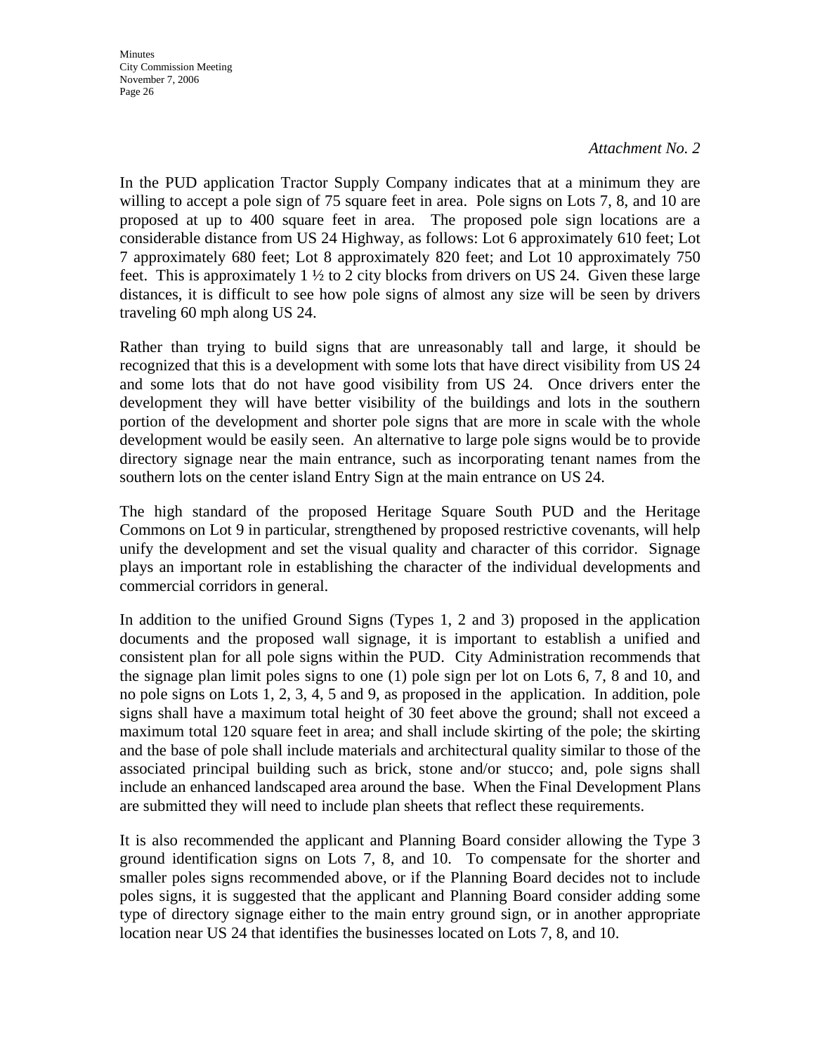*Attachment No. 2*

In the PUD application Tractor Supply Company indicates that at a minimum they are willing to accept a pole sign of 75 square feet in area. Pole signs on Lots 7, 8, and 10 are proposed at up to 400 square feet in area. The proposed pole sign locations are a considerable distance from US 24 Highway, as follows: Lot 6 approximately 610 feet; Lot 7 approximately 680 feet; Lot 8 approximately 820 feet; and Lot 10 approximately 750 feet. This is approximately 1 ½ to 2 city blocks from drivers on US 24. Given these large distances, it is difficult to see how pole signs of almost any size will be seen by drivers traveling 60 mph along US 24.

Rather than trying to build signs that are unreasonably tall and large, it should be recognized that this is a development with some lots that have direct visibility from US 24 and some lots that do not have good visibility from US 24. Once drivers enter the development they will have better visibility of the buildings and lots in the southern portion of the development and shorter pole signs that are more in scale with the whole development would be easily seen. An alternative to large pole signs would be to provide directory signage near the main entrance, such as incorporating tenant names from the southern lots on the center island Entry Sign at the main entrance on US 24.

The high standard of the proposed Heritage Square South PUD and the Heritage Commons on Lot 9 in particular, strengthened by proposed restrictive covenants, will help unify the development and set the visual quality and character of this corridor. Signage plays an important role in establishing the character of the individual developments and commercial corridors in general.

In addition to the unified Ground Signs (Types 1, 2 and 3) proposed in the application documents and the proposed wall signage, it is important to establish a unified and consistent plan for all pole signs within the PUD. City Administration recommends that the signage plan limit poles signs to one (1) pole sign per lot on Lots 6, 7, 8 and 10, and no pole signs on Lots 1, 2, 3, 4, 5 and 9, as proposed in the application. In addition, pole signs shall have a maximum total height of 30 feet above the ground; shall not exceed a maximum total 120 square feet in area; and shall include skirting of the pole; the skirting and the base of pole shall include materials and architectural quality similar to those of the associated principal building such as brick, stone and/or stucco; and, pole signs shall include an enhanced landscaped area around the base. When the Final Development Plans are submitted they will need to include plan sheets that reflect these requirements.

It is also recommended the applicant and Planning Board consider allowing the Type 3 ground identification signs on Lots 7, 8, and 10. To compensate for the shorter and smaller poles signs recommended above, or if the Planning Board decides not to include poles signs, it is suggested that the applicant and Planning Board consider adding some type of directory signage either to the main entry ground sign, or in another appropriate location near US 24 that identifies the businesses located on Lots 7, 8, and 10.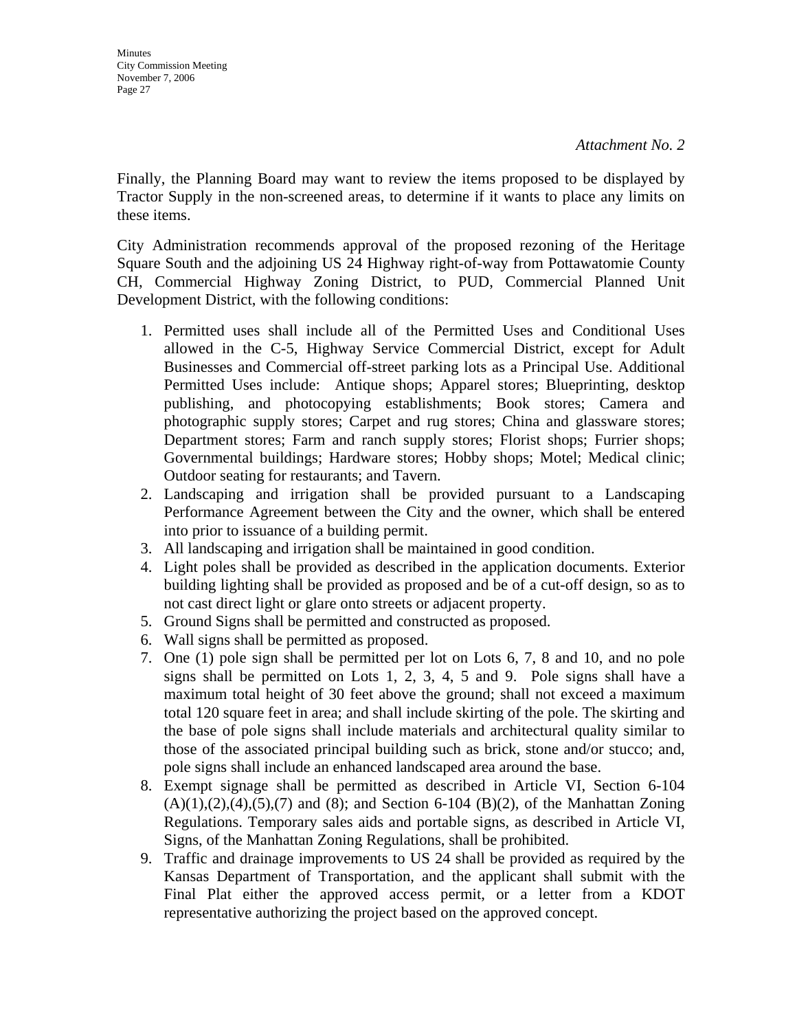*Attachment No. 2*

Finally, the Planning Board may want to review the items proposed to be displayed by Tractor Supply in the non-screened areas, to determine if it wants to place any limits on these items.

City Administration recommends approval of the proposed rezoning of the Heritage Square South and the adjoining US 24 Highway right-of-way from Pottawatomie County CH, Commercial Highway Zoning District, to PUD, Commercial Planned Unit Development District, with the following conditions:

1. Permitted uses shall include all of the Permitted Uses and Conditional Uses allowed in the C-5, Highway Service Commercial District, except for Adult Businesses and Commercial off-street parking lots as a Principal Use. Additional Permitted Uses include: Antique shops; Apparel stores; Blueprinting, desktop publishing, and photocopying establishments; Book stores; Camera and photographic supply stores; Carpet and rug stores; China and glassware stores; Department stores; Farm and ranch supply stores; Florist shops; Furrier shops; Governmental buildings; Hardware stores; Hobby shops; Motel; Medical clinic; Outdoor seating for restaurants; and Tavern.
2. Landscaping and irrigation shall be provided pursuant to a Landscaping Performance Agreement between the City and the owner, which shall be entered into prior to issuance of a building permit.
3. All landscaping and irrigation shall be maintained in good condition.
4. Light poles shall be provided as described in the application documents. Exterior building lighting shall be provided as proposed and be of a cut-off design, so as to not cast direct light or glare onto streets or adjacent property.
5. Ground Signs shall be permitted and constructed as proposed.
6. Wall signs shall be permitted as proposed.
7. One (1) pole sign shall be permitted per lot on Lots 6, 7, 8 and 10, and no pole signs shall be permitted on Lots 1, 2, 3, 4, 5 and 9. Pole signs shall have a maximum total height of 30 feet above the ground; shall not exceed a maximum total 120 square feet in area; and shall include skirting of the pole. The skirting and the base of pole signs shall include materials and architectural quality similar to those of the associated principal building such as brick, stone and/or stucco; and, pole signs shall include an enhanced landscaped area around the base.
8. Exempt signage shall be permitted as described in Article VI, Section 6-104 (A)(1),(2),(4),(5),(7) and (8); and Section 6-104 (B)(2), of the Manhattan Zoning Regulations. Temporary sales aids and portable signs, as described in Article VI, Signs, of the Manhattan Zoning Regulations, shall be prohibited.
9. Traffic and drainage improvements to US 24 shall be provided as required by the Kansas Department of Transportation, and the applicant shall submit with the Final Plat either the approved access permit, or a letter from a KDOT representative authorizing the project based on the approved concept.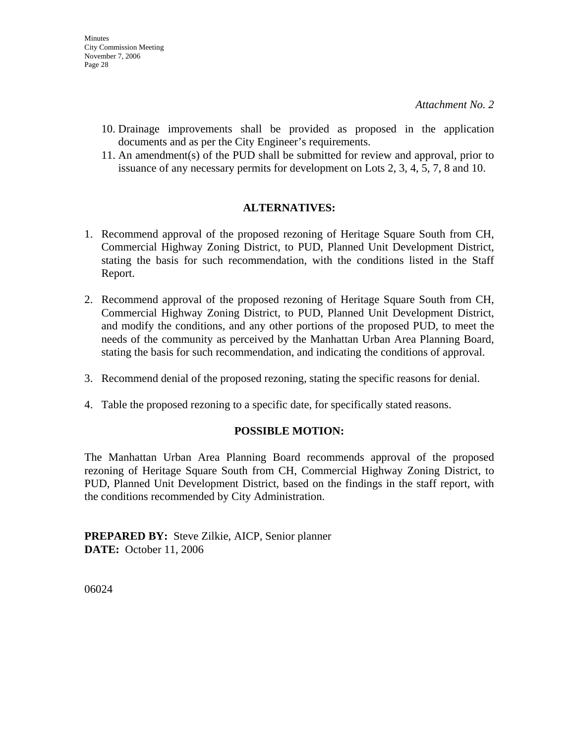*Attachment No. 2*

10. Drainage improvements shall be provided as proposed in the application documents and as per the City Engineer's requirements.
11. An amendment(s) of the PUD shall be submitted for review and approval, prior to issuance of any necessary permits for development on Lots 2, 3, 4, 5, 7, 8 and 10.

**ALTERNATIVES:**

1. Recommend approval of the proposed rezoning of Heritage Square South from CH, Commercial Highway Zoning District, to PUD, Planned Unit Development District, stating the basis for such recommendation, with the conditions listed in the Staff Report.

2. Recommend approval of the proposed rezoning of Heritage Square South from CH, Commercial Highway Zoning District, to PUD, Planned Unit Development District, and modify the conditions, and any other portions of the proposed PUD, to meet the needs of the community as perceived by the Manhattan Urban Area Planning Board, stating the basis for such recommendation, and indicating the conditions of approval.

3. Recommend denial of the proposed rezoning, stating the specific reasons for denial.

4. Table the proposed rezoning to a specific date, for specifically stated reasons.

**POSSIBLE MOTION:**

The Manhattan Urban Area Planning Board recommends approval of the proposed rezoning of Heritage Square South from CH, Commercial Highway Zoning District, to PUD, Planned Unit Development District, based on the findings in the staff report, with the conditions recommended by City Administration.

**PREPARED BY:** Steve Zilkie, AICP, Senior planner
**DATE:** October 11, 2006

06024